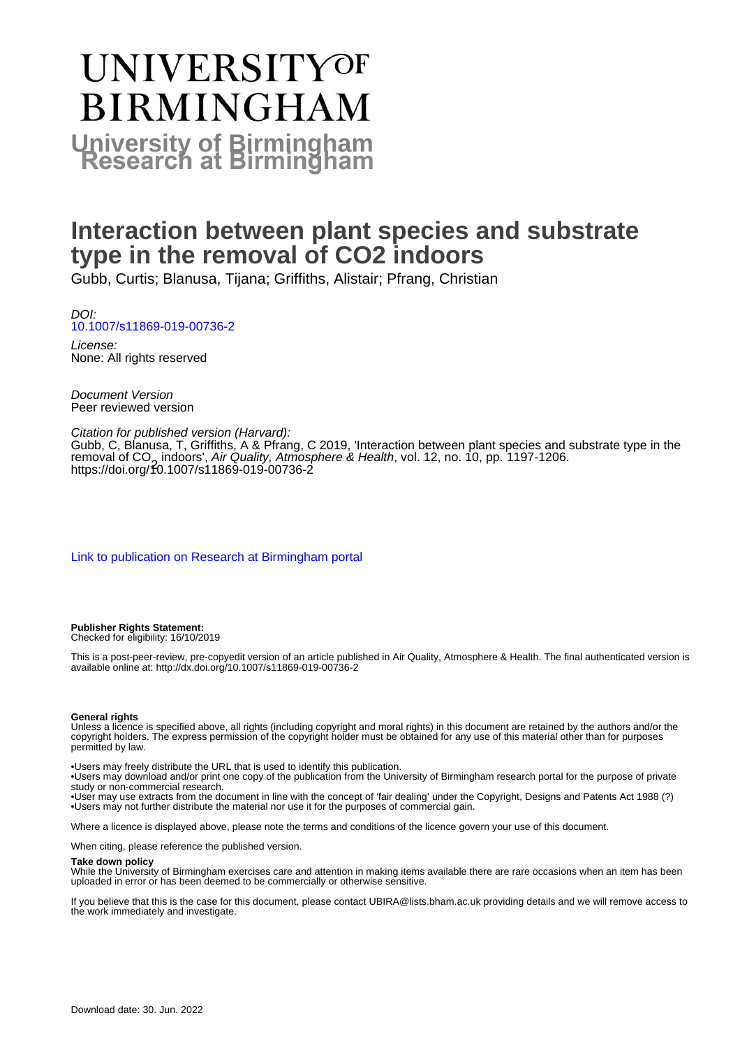# University of Birmingham Research at Birmingham

# Interaction between plant species and substrate type in the removal of CO2 indoors

Gubb, Curtis; Blanusa, Tijana; Griffiths, Alistair; Pfrang, Christian

*DOI:*
10.1007/s11869-019-00736-2

*License:*
None: All rights reserved

*Document Version*
Peer reviewed version

*Citation for published version (Harvard):*
Gubb, C, Blanusa, T, Griffiths, A & Pfrang, C 2019, 'Interaction between plant species and substrate type in the removal of $CO_2$ indoors', *Air Quality, Atmosphere & Health*, vol. 12, no. 10, pp. 1197-1206. https://doi.org/10.1007/s11869-019-00736-2

Link to publication on Research at Birmingham portal

**Publisher Rights Statement:**
Checked for eligibility: 16/10/2019

This is a post-peer-review, pre-copyedit version of an article published in Air Quality, Atmosphere & Health. The final authenticated version is available online at: http://dx.doi.org/10.1007/s11869-019-00736-2

**General rights**
Unless a licence is specified above, all rights (including copyright and moral rights) in this document are retained by the authors and/or the copyright holders. The express permission of the copyright holder must be obtained for any use of this material other than for purposes permitted by law.

•Users may freely distribute the URL that is used to identify this publication.
•Users may download and/or print one copy of the publication from the University of Birmingham research portal for the purpose of private study or non-commercial research.
•User may use extracts from the document in line with the concept of 'fair dealing' under the Copyright, Designs and Patents Act 1988 (?)
•Users may not further distribute the material nor use it for the purposes of commercial gain.

Where a licence is displayed above, please note the terms and conditions of the licence govern your use of this document.

When citing, please reference the published version.

**Take down policy**
While the University of Birmingham exercises care and attention in making items available there are rare occasions when an item has been uploaded in error or has been deemed to be commercially or otherwise sensitive.

If you believe that this is the case for this document, please contact UBIRA@lists.bham.ac.uk providing details and we will remove access to the work immediately and investigate.

Download date: 30. Jun. 2022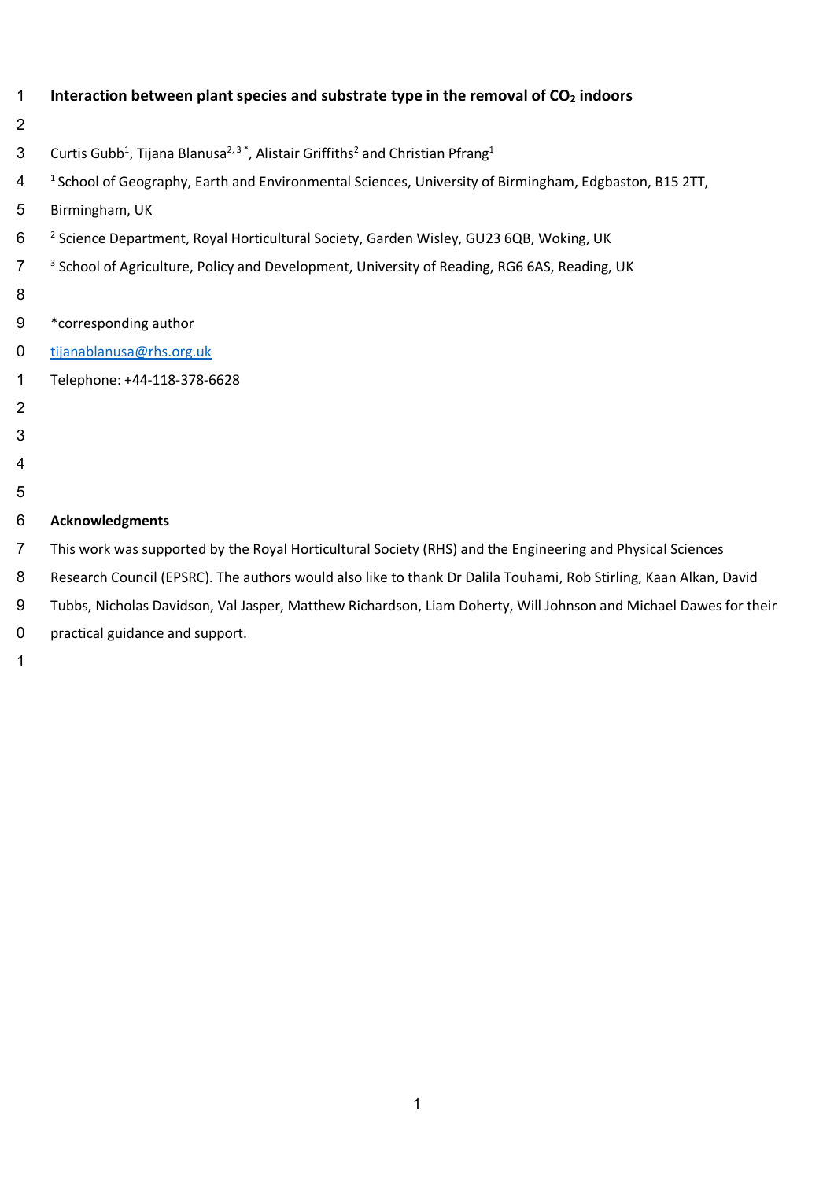# Interaction between plant species and substrate type in the removal of $CO_2$ indoors

Curtis Gubb[1], Tijana Blanusa[2,3*], Alistair Griffiths[2] and Christian Pfrang[1]

[1] School of Geography, Earth and Environmental Sciences, University of Birmingham, Edgbaston, B15 2TT, Birmingham, UK

[2] Science Department, Royal Horticultural Society, Garden Wisley, GU23 6QB, Woking, UK

[3] School of Agriculture, Policy and Development, University of Reading, RG6 6AS, Reading, UK

*corresponding author

tijanablanusa@rhs.org.uk

Telephone: +44-118-378-6628

**Acknowledgments**

This work was supported by the Royal Horticultural Society (RHS) and the Engineering and Physical Sciences Research Council (EPSRC). The authors would also like to thank Dr Dalila Touhami, Rob Stirling, Kaan Alkan, David Tubbs, Nicholas Davidson, Val Jasper, Matthew Richardson, Liam Doherty, Will Johnson and Michael Dawes for their practical guidance and support.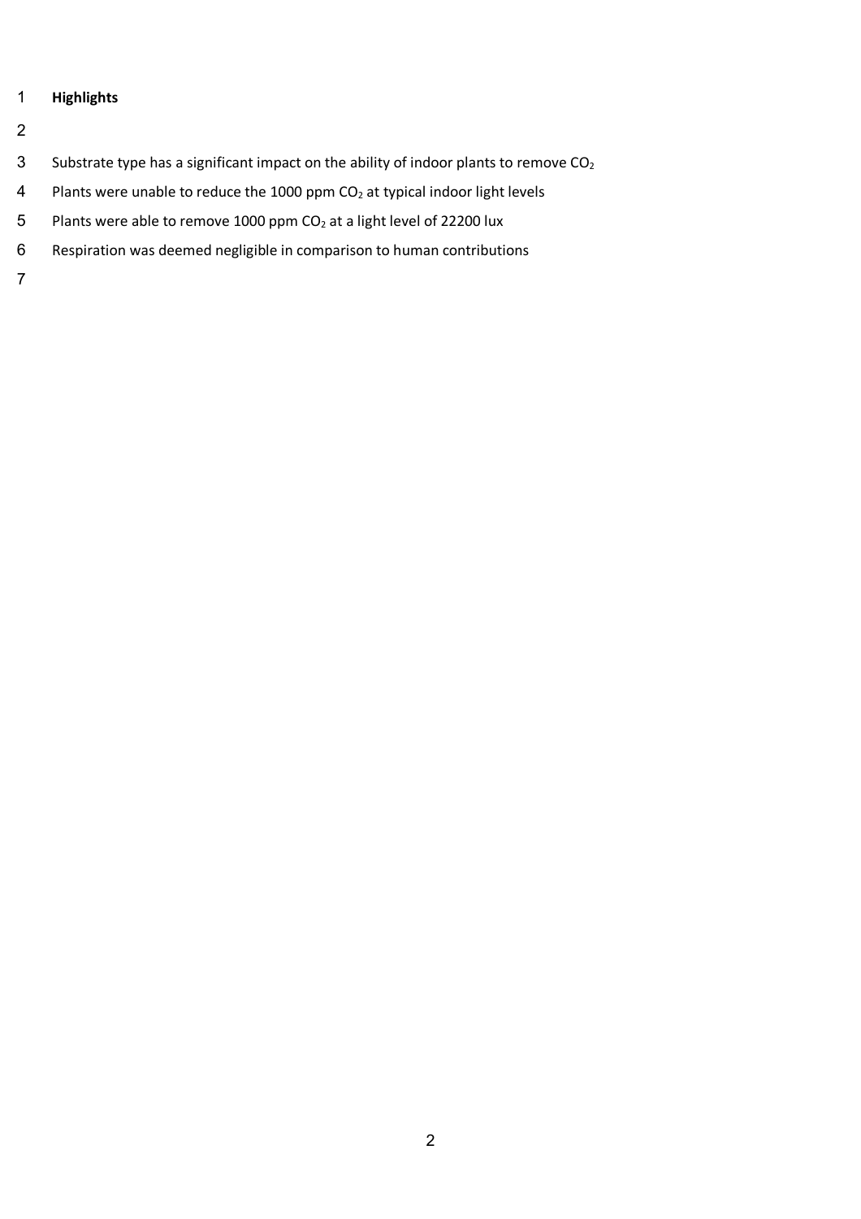**Highlights**

- Substrate type has a significant impact on the ability of indoor plants to remove $CO_2$
- Plants were unable to reduce the 1000 ppm $CO_2$ at typical indoor light levels
- Plants were able to remove 1000 ppm $CO_2$ at a light level of 22200 lux
- Respiration was deemed negligible in comparison to human contributions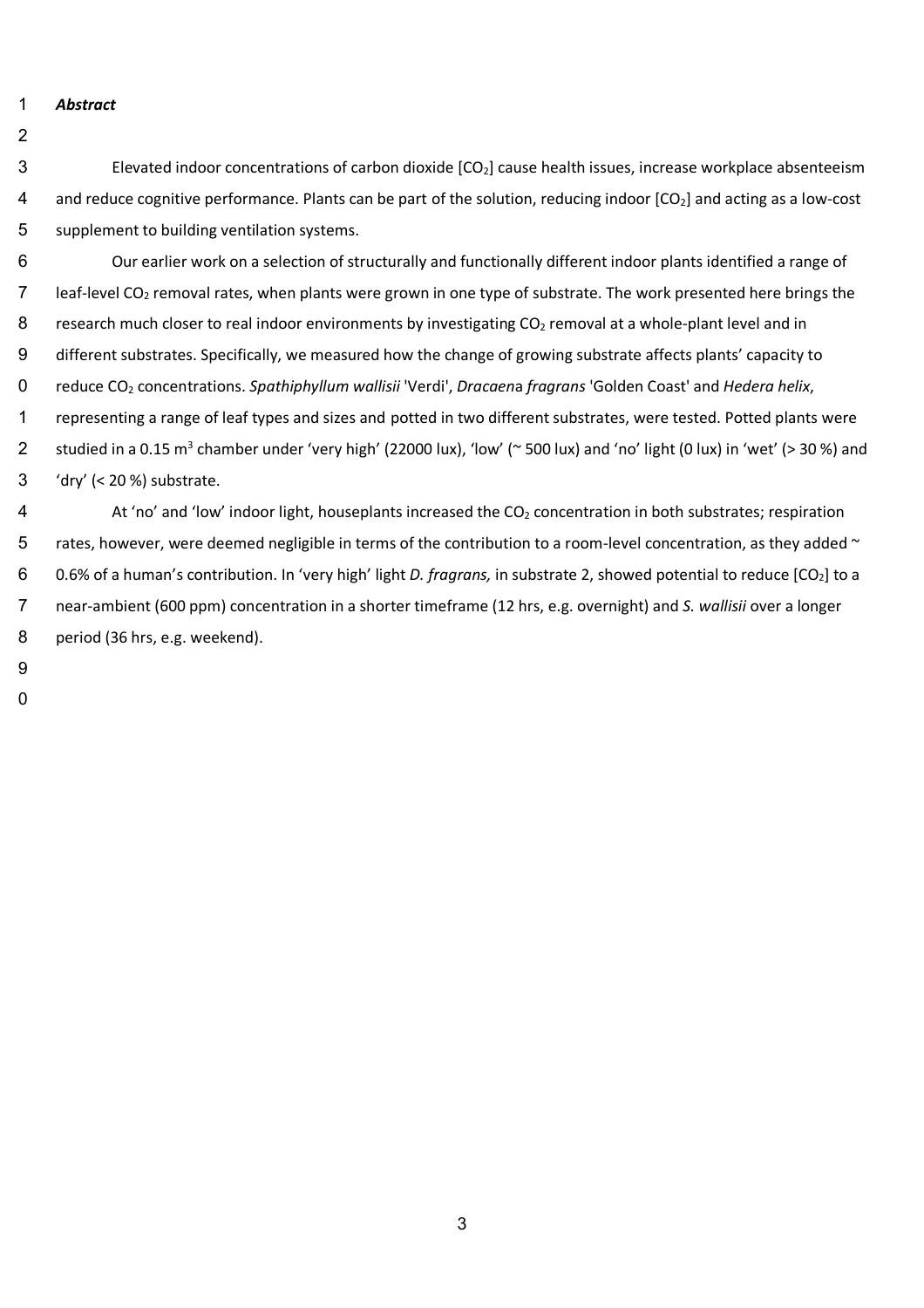***Abstract***

Elevated indoor concentrations of carbon dioxide [$CO_2$] cause health issues, increase workplace absenteeism and reduce cognitive performance. Plants can be part of the solution, reducing indoor [$CO_2$] and acting as a low-cost supplement to building ventilation systems.

Our earlier work on a selection of structurally and functionally different indoor plants identified a range of leaf-level $CO_2$ removal rates, when plants were grown in one type of substrate. The work presented here brings the research much closer to real indoor environments by investigating $CO_2$ removal at a whole-plant level and in different substrates. Specifically, we measured how the change of growing substrate affects plants' capacity to reduce $CO_2$ concentrations. *Spathiphyllum wallisii* 'Verdi', *Dracaena fragrans* 'Golden Coast' and *Hedera helix*, representing a range of leaf types and sizes and potted in two different substrates, were tested. Potted plants were studied in a 0.15 $m^3$ chamber under 'very high' (22000 lux), 'low' (~ 500 lux) and 'no' light (0 lux) in 'wet' (> 30 %) and 'dry' (< 20 %) substrate.

At 'no' and 'low' indoor light, houseplants increased the $CO_2$ concentration in both substrates; respiration rates, however, were deemed negligible in terms of the contribution to a room-level concentration, as they added ~ 0.6% of a human's contribution. In 'very high' light *D. fragrans,* in substrate 2, showed potential to reduce [$CO_2$] to a near-ambient (600 ppm) concentration in a shorter timeframe (12 hrs, e.g. overnight) and *S. wallisii* over a longer period (36 hrs, e.g. weekend).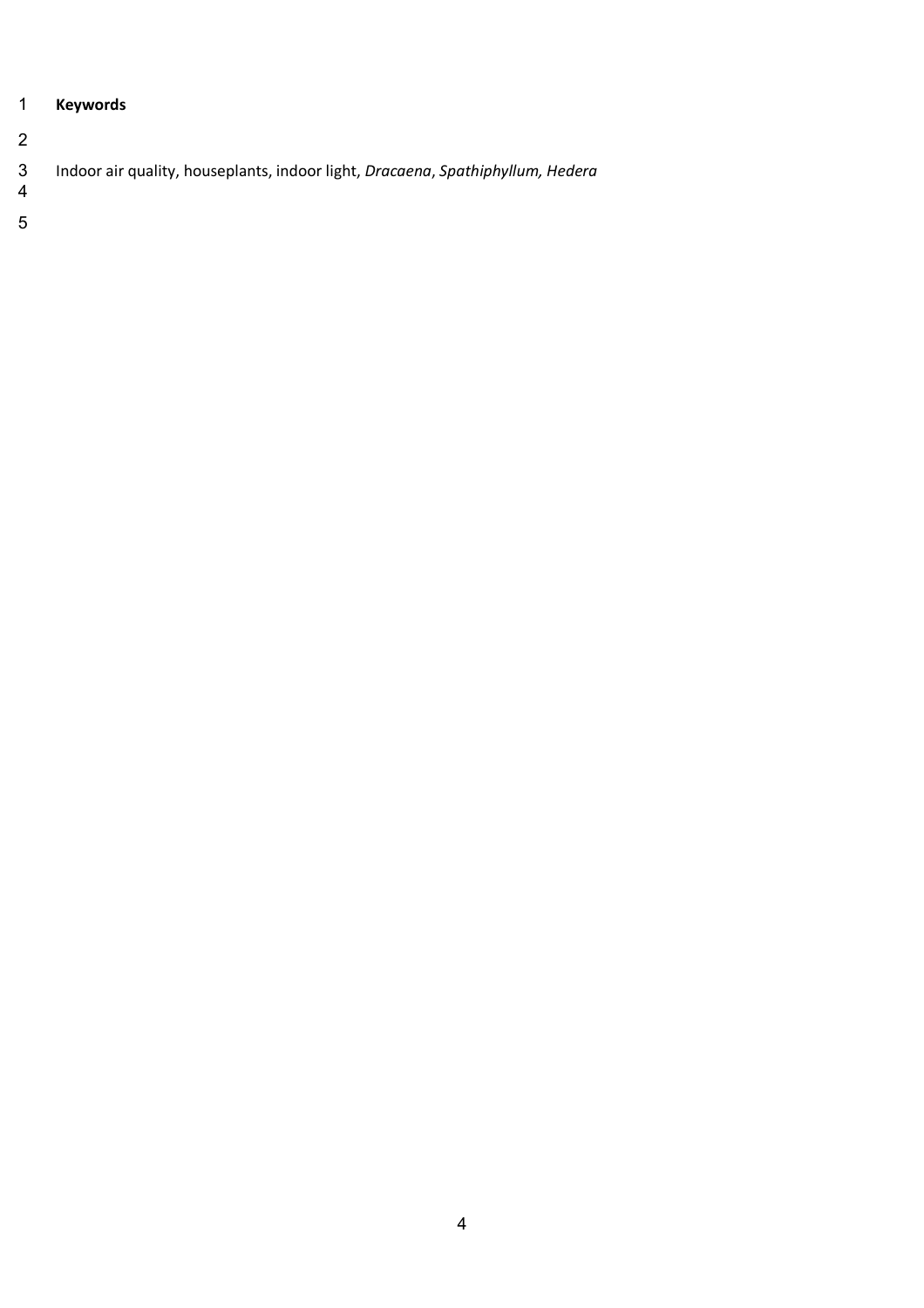**Keywords**

Indoor air quality, houseplants, indoor light, *Dracaena*, *Spathiphyllum, Hedera*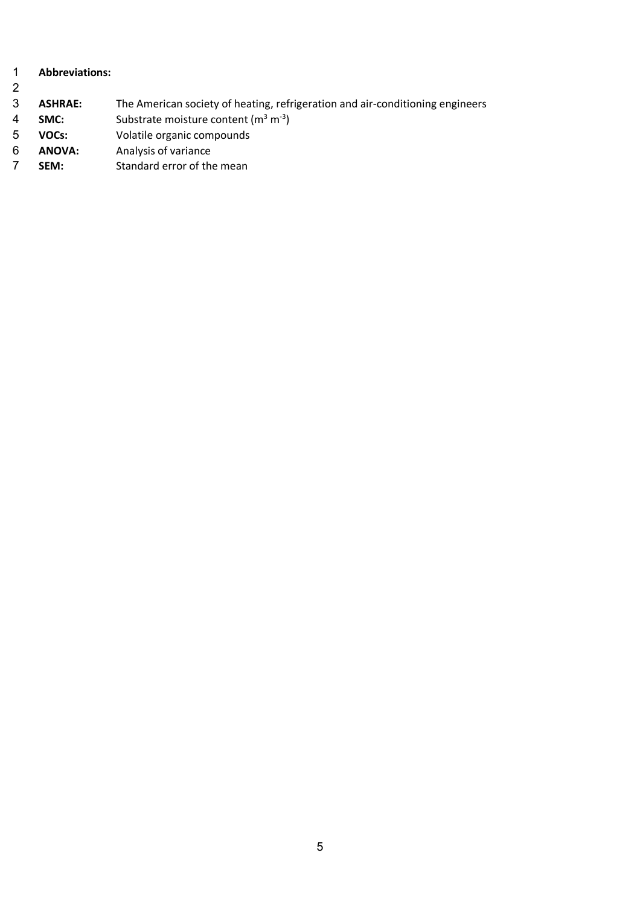**Abbreviations:**

| | |
|---|---|
| **ASHRAE:** | The American society of heating, refrigeration and air-conditioning engineers |
| **SMC:** | Substrate moisture content ($m^3\ m^{-3}$) |
| **VOCs:** | Volatile organic compounds |
| **ANOVA:** | Analysis of variance |
| **SEM:** | Standard error of the mean |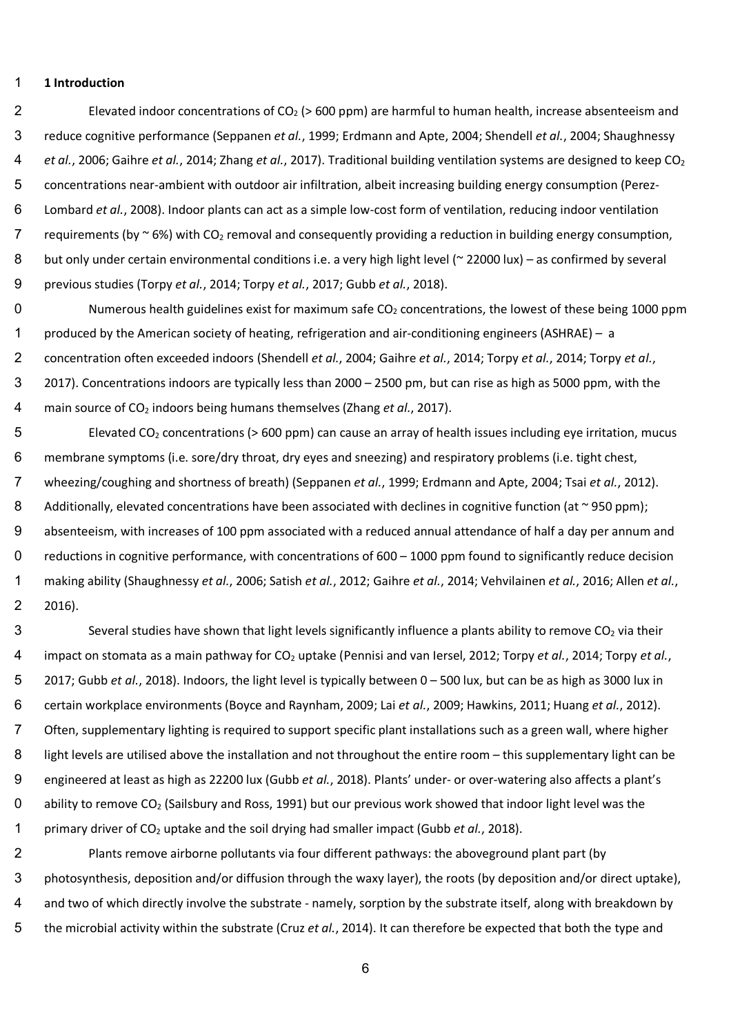## 1 Introduction

Elevated indoor concentrations of $CO_2$ (> 600 ppm) are harmful to human health, increase absenteeism and reduce cognitive performance (Seppanen *et al.*, 1999; Erdmann and Apte, 2004; Shendell *et al.*, 2004; Shaughnessy *et al.*, 2006; Gaihre *et al.*, 2014; Zhang *et al.*, 2017). Traditional building ventilation systems are designed to keep $CO_2$ concentrations near-ambient with outdoor air infiltration, albeit increasing building energy consumption (Perez-Lombard *et al.*, 2008). Indoor plants can act as a simple low-cost form of ventilation, reducing indoor ventilation requirements (by ~ 6%) with $CO_2$ removal and consequently providing a reduction in building energy consumption, but only under certain environmental conditions i.e. a very high light level (~ 22000 lux) – as confirmed by several previous studies (Torpy *et al.*, 2014; Torpy *et al.*, 2017; Gubb *et al.*, 2018).

Numerous health guidelines exist for maximum safe $CO_2$ concentrations, the lowest of these being 1000 ppm produced by the American society of heating, refrigeration and air-conditioning engineers (ASHRAE) – a concentration often exceeded indoors (Shendell *et al.*, 2004; Gaihre *et al.*, 2014; Torpy *et al.*, 2014; Torpy *et al.*, 2017). Concentrations indoors are typically less than 2000 – 2500 pm, but can rise as high as 5000 ppm, with the main source of $CO_2$ indoors being humans themselves (Zhang *et al.*, 2017).

Elevated $CO_2$ concentrations (> 600 ppm) can cause an array of health issues including eye irritation, mucus membrane symptoms (i.e. sore/dry throat, dry eyes and sneezing) and respiratory problems (i.e. tight chest, wheezing/coughing and shortness of breath) (Seppanen *et al.*, 1999; Erdmann and Apte, 2004; Tsai *et al.*, 2012). Additionally, elevated concentrations have been associated with declines in cognitive function (at ~ 950 ppm); absenteeism, with increases of 100 ppm associated with a reduced annual attendance of half a day per annum and reductions in cognitive performance, with concentrations of 600 – 1000 ppm found to significantly reduce decision making ability (Shaughnessy *et al.*, 2006; Satish *et al.*, 2012; Gaihre *et al.*, 2014; Vehvilainen *et al.*, 2016; Allen *et al.*, 2016).

Several studies have shown that light levels significantly influence a plants ability to remove $CO_2$ via their impact on stomata as a main pathway for $CO_2$ uptake (Pennisi and van Iersel, 2012; Torpy *et al.*, 2014; Torpy *et al.*, 2017; Gubb *et al.*, 2018). Indoors, the light level is typically between 0 – 500 lux, but can be as high as 3000 lux in certain workplace environments (Boyce and Raynham, 2009; Lai *et al.*, 2009; Hawkins, 2011; Huang *et al.*, 2012). Often, supplementary lighting is required to support specific plant installations such as a green wall, where higher light levels are utilised above the installation and not throughout the entire room – this supplementary light can be engineered at least as high as 22200 lux (Gubb *et al.*, 2018). Plants' under- or over-watering also affects a plant's ability to remove $CO_2$ (Sailsbury and Ross, 1991) but our previous work showed that indoor light level was the primary driver of $CO_2$ uptake and the soil drying had smaller impact (Gubb *et al.*, 2018).

Plants remove airborne pollutants via four different pathways: the aboveground plant part (by photosynthesis, deposition and/or diffusion through the waxy layer), the roots (by deposition and/or direct uptake), and two of which directly involve the substrate - namely, sorption by the substrate itself, along with breakdown by the microbial activity within the substrate (Cruz *et al.*, 2014). It can therefore be expected that both the type and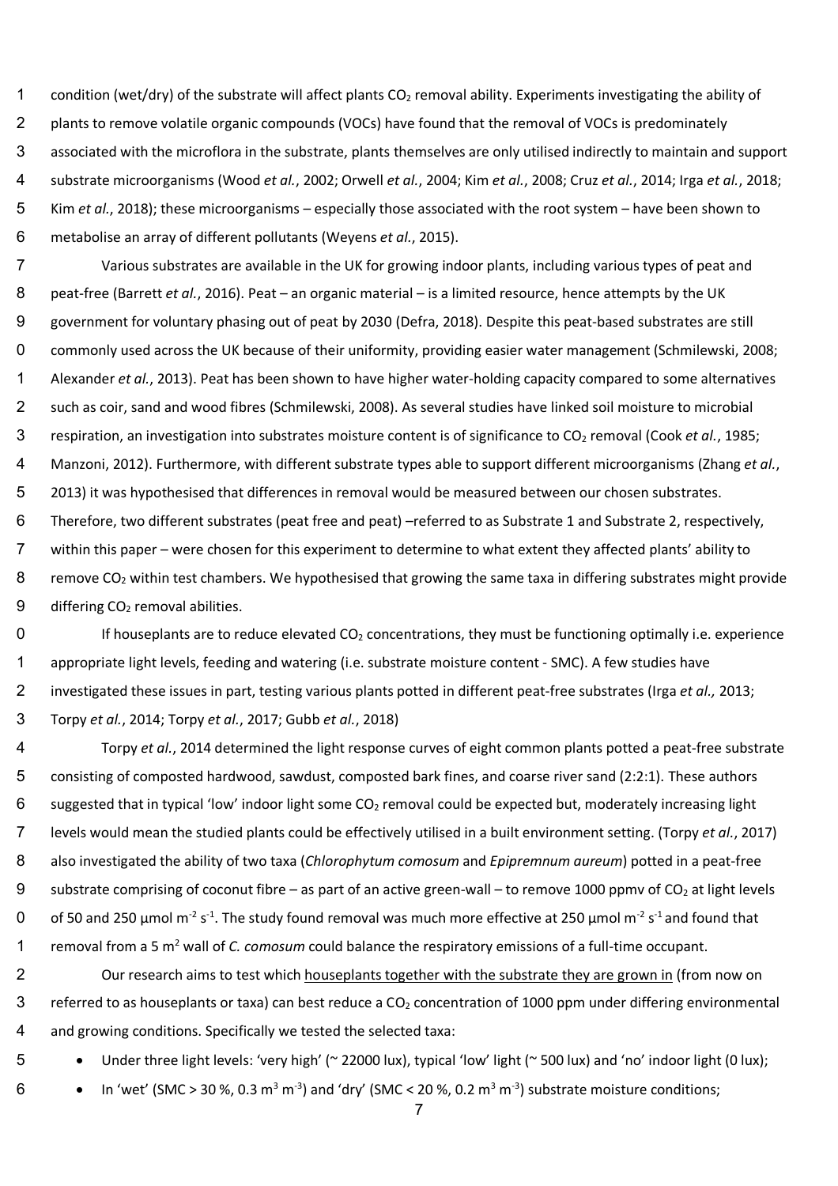condition (wet/dry) of the substrate will affect plants $CO_2$ removal ability. Experiments investigating the ability of plants to remove volatile organic compounds (VOCs) have found that the removal of VOCs is predominately associated with the microflora in the substrate, plants themselves are only utilised indirectly to maintain and support substrate microorganisms (Wood *et al.*, 2002; Orwell *et al.*, 2004; Kim *et al.*, 2008; Cruz *et al.*, 2014; Irga *et al.*, 2018; Kim *et al.*, 2018); these microorganisms – especially those associated with the root system – have been shown to metabolise an array of different pollutants (Weyens *et al.*, 2015).

Various substrates are available in the UK for growing indoor plants, including various types of peat and peat-free (Barrett *et al.*, 2016). Peat – an organic material – is a limited resource, hence attempts by the UK government for voluntary phasing out of peat by 2030 (Defra, 2018). Despite this peat-based substrates are still commonly used across the UK because of their uniformity, providing easier water management (Schmilewski, 2008; Alexander *et al.*, 2013). Peat has been shown to have higher water-holding capacity compared to some alternatives such as coir, sand and wood fibres (Schmilewski, 2008). As several studies have linked soil moisture to microbial respiration, an investigation into substrates moisture content is of significance to $CO_2$ removal (Cook *et al.*, 1985; Manzoni, 2012). Furthermore, with different substrate types able to support different microorganisms (Zhang *et al.*, 2013) it was hypothesised that differences in removal would be measured between our chosen substrates. Therefore, two different substrates (peat free and peat) –referred to as Substrate 1 and Substrate 2, respectively, within this paper – were chosen for this experiment to determine to what extent they affected plants' ability to remove $CO_2$ within test chambers. We hypothesised that growing the same taxa in differing substrates might provide differing $CO_2$ removal abilities.

If houseplants are to reduce elevated $CO_2$ concentrations, they must be functioning optimally i.e. experience appropriate light levels, feeding and watering (i.e. substrate moisture content - SMC). A few studies have investigated these issues in part, testing various plants potted in different peat-free substrates (Irga *et al.,* 2013; Torpy *et al.*, 2014; Torpy *et al.*, 2017; Gubb *et al.*, 2018)

Torpy *et al.*, 2014 determined the light response curves of eight common plants potted a peat-free substrate consisting of composted hardwood, sawdust, composted bark fines, and coarse river sand (2:2:1). These authors suggested that in typical 'low' indoor light some $CO_2$ removal could be expected but, moderately increasing light levels would mean the studied plants could be effectively utilised in a built environment setting. (Torpy *et al.*, 2017) also investigated the ability of two taxa (*Chlorophytum comosum* and *Epipremnum aureum*) potted in a peat-free substrate comprising of coconut fibre – as part of an active green-wall – to remove 1000 ppmv of $CO_2$ at light levels of 50 and 250 µmol $m^{-2}$ $s^{-1}$. The study found removal was much more effective at 250 µmol $m^{-2}$ $s^{-1}$ and found that removal from a 5 $m^2$ wall of *C. comosum* could balance the respiratory emissions of a full-time occupant.

Our research aims to test which houseplants together with the substrate they are grown in (from now on referred to as houseplants or taxa) can best reduce a $CO_2$ concentration of 1000 ppm under differing environmental and growing conditions. Specifically we tested the selected taxa:

- Under three light levels: 'very high' (~ 22000 lux), typical 'low' light (~ 500 lux) and 'no' indoor light (0 lux);
- In 'wet' (SMC > 30 %, 0.3 $m^3$ $m^{-3}$) and 'dry' (SMC < 20 %, 0.2 $m^3$ $m^{-3}$) substrate moisture conditions;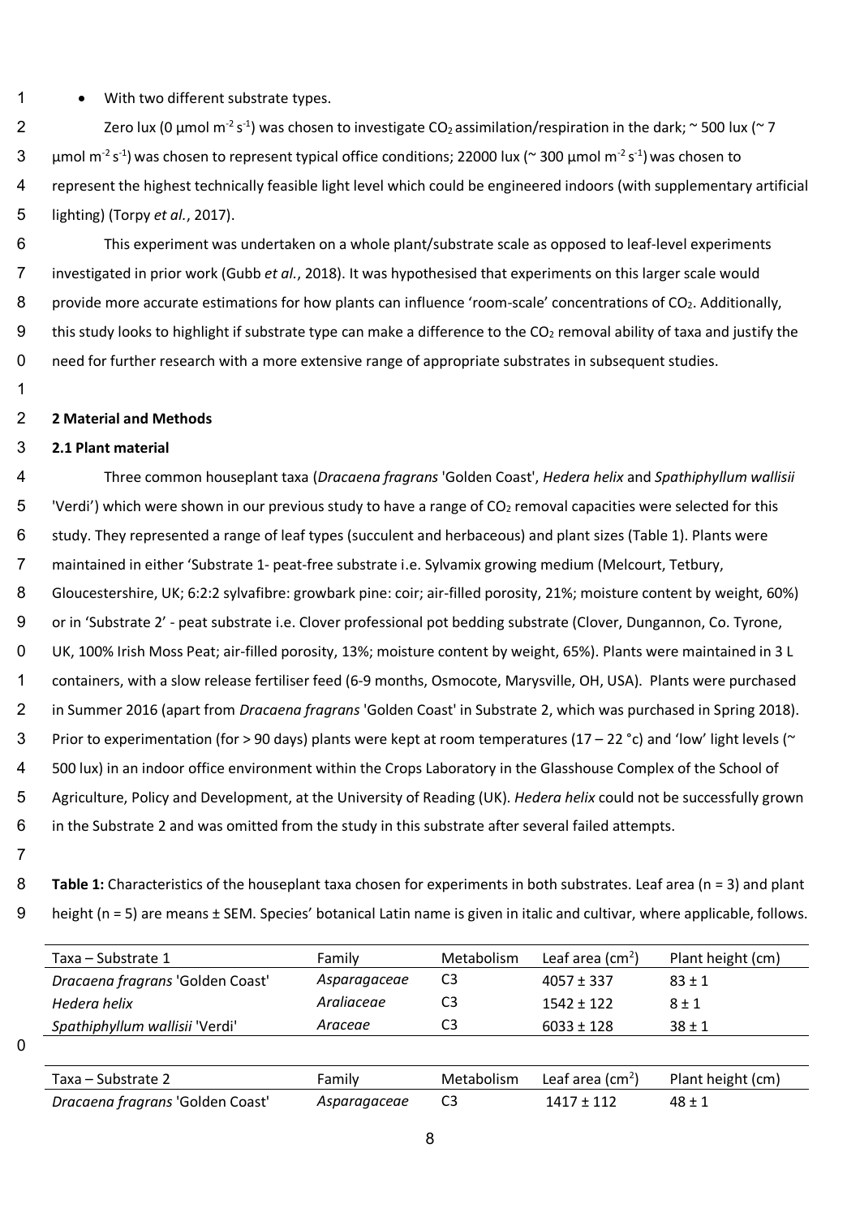- With two different substrate types.

Zero lux (0 µmol m$^{-2}$ s$^{-1}$) was chosen to investigate $CO_2$ assimilation/respiration in the dark; ~ 500 lux (~ 7 µmol m$^{-2}$ s$^{-1}$) was chosen to represent typical office conditions; 22000 lux (~ 300 µmol m$^{-2}$ s$^{-1}$) was chosen to represent the highest technically feasible light level which could be engineered indoors (with supplementary artificial lighting) (Torpy *et al.*, 2017).

This experiment was undertaken on a whole plant/substrate scale as opposed to leaf-level experiments investigated in prior work (Gubb *et al.*, 2018). It was hypothesised that experiments on this larger scale would provide more accurate estimations for how plants can influence 'room-scale' concentrations of $CO_2$. Additionally, this study looks to highlight if substrate type can make a difference to the $CO_2$ removal ability of taxa and justify the need for further research with a more extensive range of appropriate substrates in subsequent studies.

## 2 Material and Methods

### 2.1 Plant material

Three common houseplant taxa (*Dracaena fragrans* 'Golden Coast', *Hedera helix* and *Spathiphyllum wallisii* 'Verdi') which were shown in our previous study to have a range of $CO_2$ removal capacities were selected for this study. They represented a range of leaf types (succulent and herbaceous) and plant sizes (Table 1). Plants were maintained in either 'Substrate 1- peat-free substrate i.e. Sylvamix growing medium (Melcourt, Tetbury, Gloucestershire, UK; 6:2:2 sylvafibre: growbark pine: coir; air-filled porosity, 21%; moisture content by weight, 60%) or in 'Substrate 2' - peat substrate i.e. Clover professional pot bedding substrate (Clover, Dungannon, Co. Tyrone, UK, 100% Irish Moss Peat; air-filled porosity, 13%; moisture content by weight, 65%). Plants were maintained in 3 L containers, with a slow release fertiliser feed (6-9 months, Osmocote, Marysville, OH, USA). Plants were purchased in Summer 2016 (apart from *Dracaena fragrans* 'Golden Coast' in Substrate 2, which was purchased in Spring 2018). Prior to experimentation (for > 90 days) plants were kept at room temperatures (17 – 22 °c) and 'low' light levels (~ 500 lux) in an indoor office environment within the Crops Laboratory in the Glasshouse Complex of the School of Agriculture, Policy and Development, at the University of Reading (UK). *Hedera helix* could not be successfully grown in the Substrate 2 and was omitted from the study in this substrate after several failed attempts.

**Table 1:** Characteristics of the houseplant taxa chosen for experiments in both substrates. Leaf area (n = 3) and plant height (n = 5) are means ± SEM. Species' botanical Latin name is given in italic and cultivar, where applicable, follows.

| Taxa – Substrate 1 | Family | Metabolism | Leaf area (cm$^2$) | Plant height (cm) |
|---|---|---|---|---|
| *Dracaena fragrans* 'Golden Coast' | *Asparagaceae* | C3 | 4057 ± 337 | 83 ± 1 |
| *Hedera helix* | *Araliaceae* | C3 | 1542 ± 122 | 8 ± 1 |
| *Spathiphyllum wallisii* 'Verdi' | *Araceae* | C3 | 6033 ± 128 | 38 ± 1 |

| Taxa – Substrate 2 | Family | Metabolism | Leaf area (cm$^2$) | Plant height (cm) |
|---|---|---|---|---|
| *Dracaena fragrans* 'Golden Coast' | *Asparagaceae* | C3 | 1417 ± 112 | 48 ± 1 |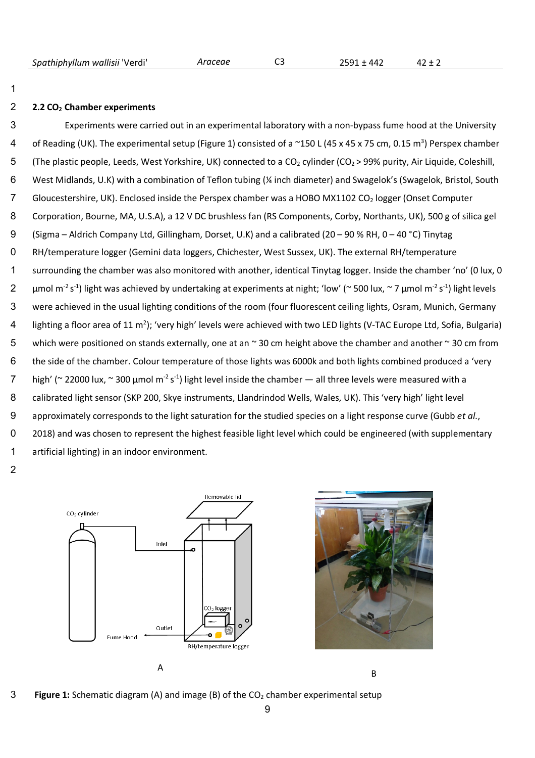| *Spathiphyllum wallisii* 'Verdi' | *Araceae* | C3 | 2591 ± 442 | 42 ± 2 |
|---|---|---|---|---|

## 2.2 $CO_2$ Chamber experiments

Experiments were carried out in an experimental laboratory with a non-bypass fume hood at the University of Reading (UK). The experimental setup (Figure 1) consisted of a ~150 L (45 x 45 x 75 cm, 0.15 $m^3$) Perspex chamber (The plastic people, Leeds, West Yorkshire, UK) connected to a $CO_2$ cylinder ($CO_2$ > 99% purity, Air Liquide, Coleshill, West Midlands, U.K) with a combination of Teflon tubing (¼ inch diameter) and Swagelok's (Swagelok, Bristol, South Gloucestershire, UK). Enclosed inside the Perspex chamber was a HOBO MX1102 $CO_2$ logger (Onset Computer Corporation, Bourne, MA, U.S.A), a 12 V DC brushless fan (RS Components, Corby, Northants, UK), 500 g of silica gel (Sigma – Aldrich Company Ltd, Gillingham, Dorset, U.K) and a calibrated (20 – 90 % RH, 0 – 40 °C) Tinytag RH/temperature logger (Gemini data loggers, Chichester, West Sussex, UK). The external RH/temperature surrounding the chamber was also monitored with another, identical Tinytag logger. Inside the chamber 'no' (0 lux, 0 µmol $m^{-2}$ $s^{-1}$) light was achieved by undertaking at experiments at night; 'low' (~ 500 lux, ~ 7 µmol $m^{-2}$ $s^{-1}$) light levels were achieved in the usual lighting conditions of the room (four fluorescent ceiling lights, Osram, Munich, Germany lighting a floor area of 11 $m^2$); 'very high' levels were achieved with two LED lights (V-TAC Europe Ltd, Sofia, Bulgaria) which were positioned on stands externally, one at an ~ 30 cm height above the chamber and another ~ 30 cm from the side of the chamber. Colour temperature of those lights was 6000k and both lights combined produced a 'very high' (~ 22000 lux, ~ 300 µmol $m^{-2}$ $s^{-1}$) light level inside the chamber — all three levels were measured with a calibrated light sensor (SKP 200, Skye instruments, Llandrindod Wells, Wales, UK). This 'very high' light level approximately corresponds to the light saturation for the studied species on a light response curve (Gubb *et al.*, 2018) and was chosen to represent the highest feasible light level which could be engineered (with supplementary artificial lighting) in an indoor environment.

**Figure 1:** Schematic diagram (A) and image (B) of the $CO_2$ chamber experimental setup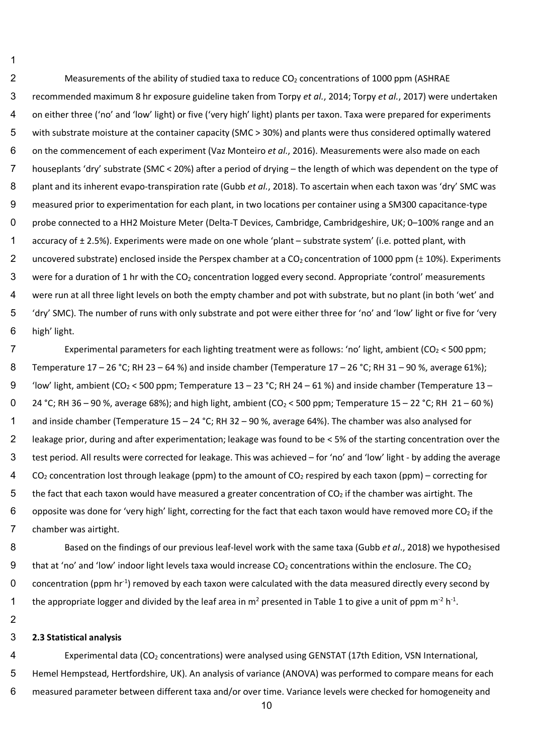Measurements of the ability of studied taxa to reduce $CO_2$ concentrations of 1000 ppm (ASHRAE recommended maximum 8 hr exposure guideline taken from Torpy *et al.*, 2014; Torpy *et al.*, 2017) were undertaken on either three ('no' and 'low' light) or five ('very high' light) plants per taxon. Taxa were prepared for experiments with substrate moisture at the container capacity (SMC > 30%) and plants were thus considered optimally watered on the commencement of each experiment (Vaz Monteiro *et al.*, 2016). Measurements were also made on each houseplants 'dry' substrate (SMC < 20%) after a period of drying – the length of which was dependent on the type of plant and its inherent evapo-transpiration rate (Gubb *et al.*, 2018). To ascertain when each taxon was 'dry' SMC was measured prior to experimentation for each plant, in two locations per container using a SM300 capacitance-type probe connected to a HH2 Moisture Meter (Delta-T Devices, Cambridge, Cambridgeshire, UK; 0–100% range and an accuracy of ± 2.5%). Experiments were made on one whole 'plant – substrate system' (i.e. potted plant, with uncovered substrate) enclosed inside the Perspex chamber at a $CO_2$ concentration of 1000 ppm (± 10%). Experiments were for a duration of 1 hr with the $CO_2$ concentration logged every second. Appropriate 'control' measurements were run at all three light levels on both the empty chamber and pot with substrate, but no plant (in both 'wet' and 'dry' SMC). The number of runs with only substrate and pot were either three for 'no' and 'low' light or five for 'very high' light.

Experimental parameters for each lighting treatment were as follows: 'no' light, ambient ($CO_2$ < 500 ppm; Temperature 17 – 26 °C; RH 23 – 64 %) and inside chamber (Temperature 17 – 26 °C; RH 31 – 90 %, average 61%); 'low' light, ambient ($CO_2$ < 500 ppm; Temperature 13 – 23 °C; RH 24 – 61 %) and inside chamber (Temperature 13 – 24 °C; RH 36 – 90 %, average 68%); and high light, ambient ($CO_2$ < 500 ppm; Temperature 15 – 22 °C; RH 21 – 60 %) and inside chamber (Temperature 15 – 24 °C; RH 32 – 90 %, average 64%). The chamber was also analysed for leakage prior, during and after experimentation; leakage was found to be < 5% of the starting concentration over the test period. All results were corrected for leakage. This was achieved – for 'no' and 'low' light - by adding the average $CO_2$ concentration lost through leakage (ppm) to the amount of $CO_2$ respired by each taxon (ppm) – correcting for the fact that each taxon would have measured a greater concentration of $CO_2$ if the chamber was airtight. The opposite was done for 'very high' light, correcting for the fact that each taxon would have removed more $CO_2$ if the chamber was airtight.

Based on the findings of our previous leaf-level work with the same taxa (Gubb *et al*., 2018) we hypothesised that at 'no' and 'low' indoor light levels taxa would increase $CO_2$ concentrations within the enclosure. The $CO_2$ concentration (ppm $hr^{-1}$) removed by each taxon were calculated with the data measured directly every second by the appropriate logger and divided by the leaf area in $m^2$ presented in Table 1 to give a unit of ppm $m^{-2}$ $h^{-1}$.

### 2.3 Statistical analysis

Experimental data ($CO_2$ concentrations) were analysed using GENSTAT (17th Edition, VSN International, Hemel Hempstead, Hertfordshire, UK). An analysis of variance (ANOVA) was performed to compare means for each measured parameter between different taxa and/or over time. Variance levels were checked for homogeneity and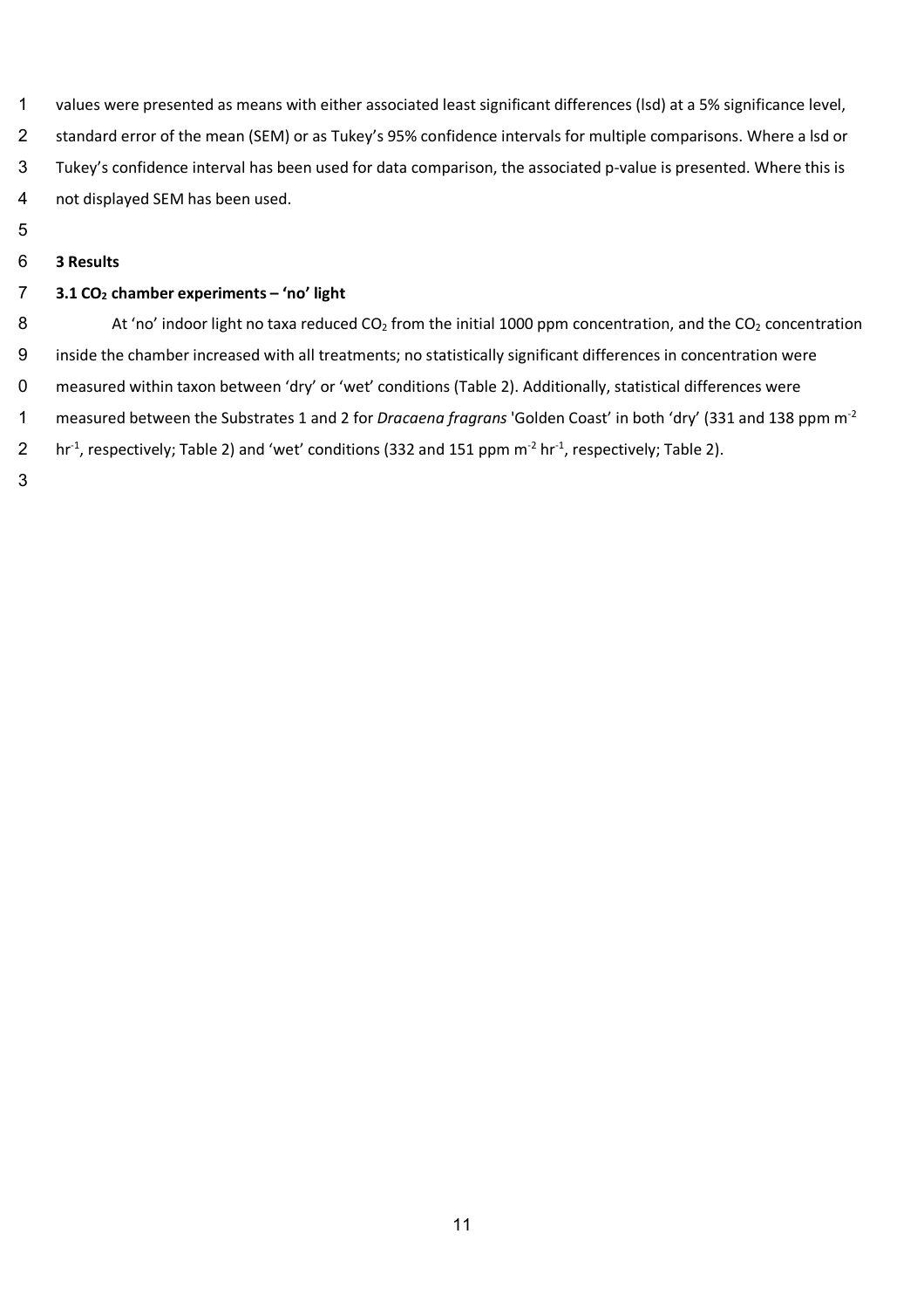values were presented as means with either associated least significant differences (lsd) at a 5% significance level, standard error of the mean (SEM) or as Tukey's 95% confidence intervals for multiple comparisons. Where a lsd or Tukey's confidence interval has been used for data comparison, the associated p-value is presented. Where this is not displayed SEM has been used.

## 3 Results

### 3.1 $CO_2$ chamber experiments – 'no' light

At 'no' indoor light no taxa reduced $CO_2$ from the initial 1000 ppm concentration, and the $CO_2$ concentration inside the chamber increased with all treatments; no statistically significant differences in concentration were measured within taxon between 'dry' or 'wet' conditions (Table 2). Additionally, statistical differences were measured between the Substrates 1 and 2 for *Dracaena fragrans* 'Golden Coast' in both 'dry' (331 and 138 ppm $m^{-2}$ $hr^{-1}$, respectively; Table 2) and 'wet' conditions (332 and 151 ppm $m^{-2}$ $hr^{-1}$, respectively; Table 2).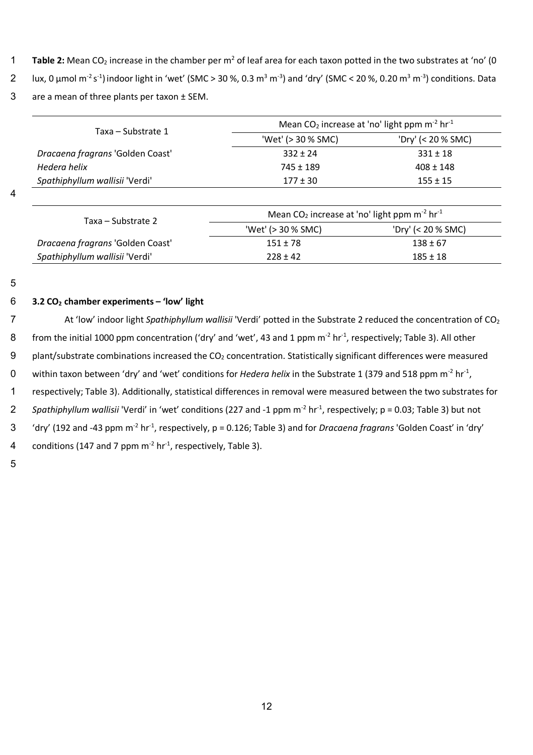**Table 2:** Mean $CO_2$ increase in the chamber per $m^2$ of leaf area for each taxon potted in the two substrates at 'no' (0 lux, 0 µmol $m^{-2}$ $s^{-1}$) indoor light in 'wet' (SMC > 30 %, 0.3 $m^3$ $m^{-3}$) and 'dry' (SMC < 20 %, 0.20 $m^3$ $m^{-3}$) conditions. Data are a mean of three plants per taxon ± SEM.

| Taxa – Substrate 1 | Mean $CO_2$ increase at 'no' light ppm $m^{-2}$ $hr^{-1}$ | |
|---|---|---|
| | 'Wet' (> 30 % SMC) | 'Dry' (< 20 % SMC) |
| *Dracaena fragrans* 'Golden Coast' | 332 ± 24 | 331 ± 18 |
| *Hedera helix* | 745 ± 189 | 408 ± 148 |
| *Spathiphyllum wallisii* 'Verdi' | 177 ± 30 | 155 ± 15 |

| Taxa – Substrate 2 | Mean $CO_2$ increase at 'no' light ppm $m^{-2}$ $hr^{-1}$ | |
|---|---|---|
| | 'Wet' (> 30 % SMC) | 'Dry' (< 20 % SMC) |
| *Dracaena fragrans* 'Golden Coast' | 151 ± 78 | 138 ± 67 |
| *Spathiphyllum wallisii* 'Verdi' | 228 ± 42 | 185 ± 18 |

### 3.2 $CO_2$ chamber experiments – 'low' light

At 'low' indoor light *Spathiphyllum wallisii* 'Verdi' potted in the Substrate 2 reduced the concentration of $CO_2$ from the initial 1000 ppm concentration ('dry' and 'wet', 43 and 1 ppm $m^{-2}$ $hr^{-1}$, respectively; Table 3). All other plant/substrate combinations increased the $CO_2$ concentration. Statistically significant differences were measured within taxon between 'dry' and 'wet' conditions for *Hedera helix* in the Substrate 1 (379 and 518 ppm $m^{-2}$ $hr^{-1}$, respectively; Table 3). Additionally, statistical differences in removal were measured between the two substrates for *Spathiphyllum wallisii* 'Verdi' in 'wet' conditions (227 and -1 ppm $m^{-2}$ $hr^{-1}$, respectively; $p = 0.03$; Table 3) but not 'dry' (192 and -43 ppm $m^{-2}$ $hr^{-1}$, respectively, $p = 0.126$; Table 3) and for *Dracaena fragrans* 'Golden Coast' in 'dry' conditions (147 and 7 ppm $m^{-2}$ $hr^{-1}$, respectively, Table 3).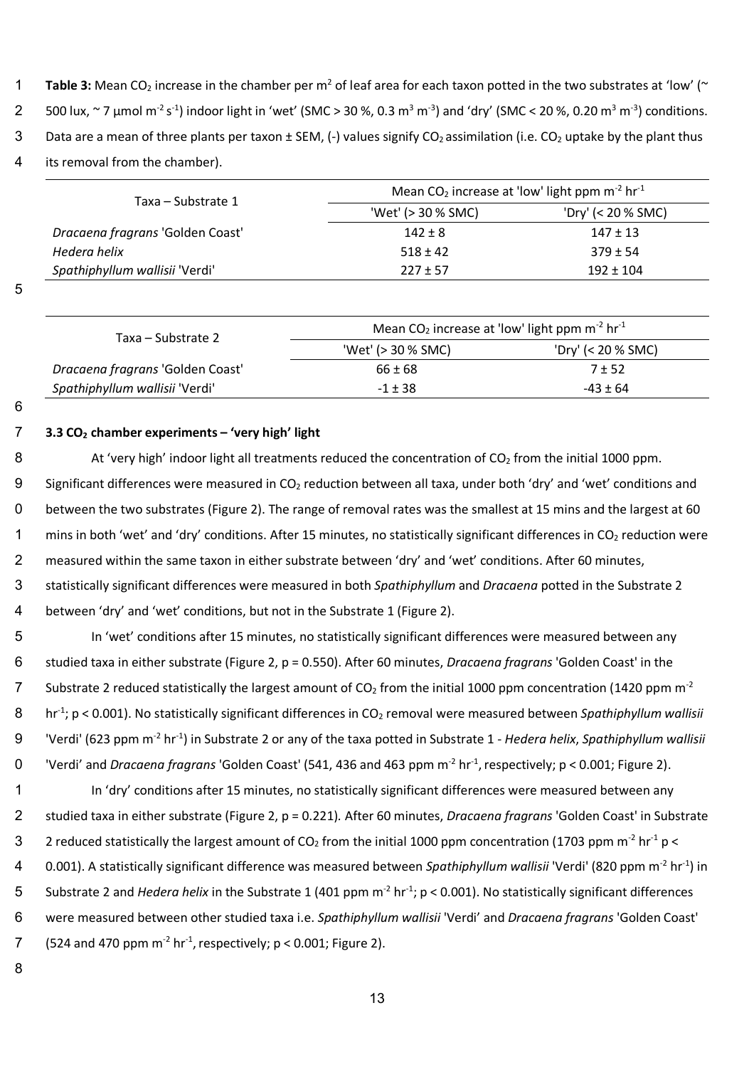**Table 3:** Mean $CO_2$ increase in the chamber per $m^2$ of leaf area for each taxon potted in the two substrates at 'low' (~ 500 lux, ~ 7 µmol $m^{-2}$ $s^{-1}$) indoor light in 'wet' (SMC > 30 %, 0.3 $m^3$ $m^{-3}$) and 'dry' (SMC < 20 %, 0.20 $m^3$ $m^{-3}$) conditions. Data are a mean of three plants per taxon ± SEM, (-) values signify $CO_2$ assimilation (i.e. $CO_2$ uptake by the plant thus its removal from the chamber).

| Taxa – Substrate 1 | Mean $CO_2$ increase at 'low' light ppm $m^{-2}$ $hr^{-1}$ | |
|---|---|---|
| | 'Wet' (> 30 % SMC) | 'Dry' (< 20 % SMC) |
| *Dracaena fragrans* 'Golden Coast' | 142 ± 8 | 147 ± 13 |
| *Hedera helix* | 518 ± 42 | 379 ± 54 |
| *Spathiphyllum wallisii* 'Verdi' | 227 ± 57 | 192 ± 104 |

| Taxa – Substrate 2 | Mean $CO_2$ increase at 'low' light ppm $m^{-2}$ $hr^{-1}$ | |
|---|---|---|
| | 'Wet' (> 30 % SMC) | 'Dry' (< 20 % SMC) |
| *Dracaena fragrans* 'Golden Coast' | 66 ± 68 | 7 ± 52 |
| *Spathiphyllum wallisii* 'Verdi' | -1 ± 38 | -43 ± 64 |

### 3.3 $CO_2$ chamber experiments – 'very high' light

At 'very high' indoor light all treatments reduced the concentration of $CO_2$ from the initial 1000 ppm. Significant differences were measured in $CO_2$ reduction between all taxa, under both 'dry' and 'wet' conditions and between the two substrates (Figure 2). The range of removal rates was the smallest at 15 mins and the largest at 60 mins in both 'wet' and 'dry' conditions. After 15 minutes, no statistically significant differences in $CO_2$ reduction were measured within the same taxon in either substrate between 'dry' and 'wet' conditions. After 60 minutes, statistically significant differences were measured in both *Spathiphyllum* and *Dracaena* potted in the Substrate 2 between 'dry' and 'wet' conditions, but not in the Substrate 1 (Figure 2).

In 'wet' conditions after 15 minutes, no statistically significant differences were measured between any studied taxa in either substrate (Figure 2, $p = 0.550$). After 60 minutes, *Dracaena fragrans* 'Golden Coast' in the Substrate 2 reduced statistically the largest amount of $CO_2$ from the initial 1000 ppm concentration (1420 ppm $m^{-2}$ $hr^{-1}$; $p < 0.001$). No statistically significant differences in $CO_2$ removal were measured between *Spathiphyllum wallisii* 'Verdi' (623 ppm $m^{-2}$ $hr^{-1}$) in Substrate 2 or any of the taxa potted in Substrate 1 - *Hedera helix*, *Spathiphyllum wallisii* 'Verdi' and *Dracaena fragrans* 'Golden Coast' (541, 436 and 463 ppm $m^{-2}$ $hr^{-1}$, respectively; $p < 0.001$; Figure 2).

In 'dry' conditions after 15 minutes, no statistically significant differences were measured between any studied taxa in either substrate (Figure 2, $p = 0.221$). After 60 minutes, *Dracaena fragrans* 'Golden Coast' in Substrate 2 reduced statistically the largest amount of $CO_2$ from the initial 1000 ppm concentration (1703 ppm $m^{-2}$ $hr^{-1}$ $p < 0.001$). A statistically significant difference was measured between *Spathiphyllum wallisii* 'Verdi' (820 ppm $m^{-2}$ $hr^{-1}$) in Substrate 2 and *Hedera helix* in the Substrate 1 (401 ppm $m^{-2}$ $hr^{-1}$; $p < 0.001$). No statistically significant differences were measured between other studied taxa i.e. *Spathiphyllum wallisii* 'Verdi' and *Dracaena fragrans* 'Golden Coast' (524 and 470 ppm $m^{-2}$ $hr^{-1}$, respectively; $p < 0.001$; Figure 2).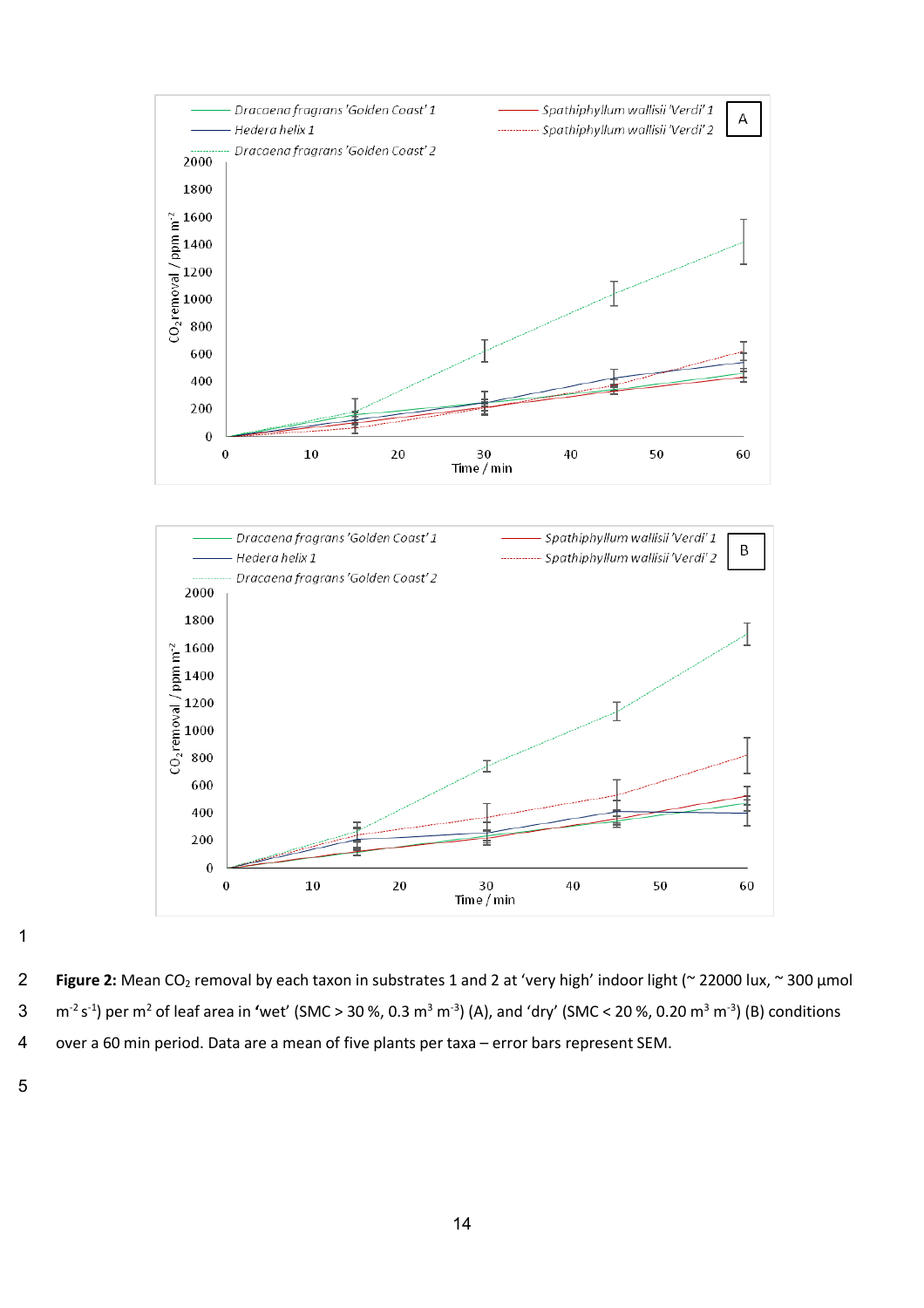**Figure 2:** Mean $CO_2$ removal by each taxon in substrates 1 and 2 at 'very high' indoor light (~ 22000 lux, ~ 300 µmol $m^{-2}$ $s^{-1}$) per $m^2$ of leaf area in **'**wet' (SMC > 30 %, 0.3 $m^3$ $m^{-3}$) (A), and 'dry' (SMC < 20 %, 0.20 $m^3$ $m^{-3}$) (B) conditions over a 60 min period. Data are a mean of five plants per taxa – error bars represent SEM.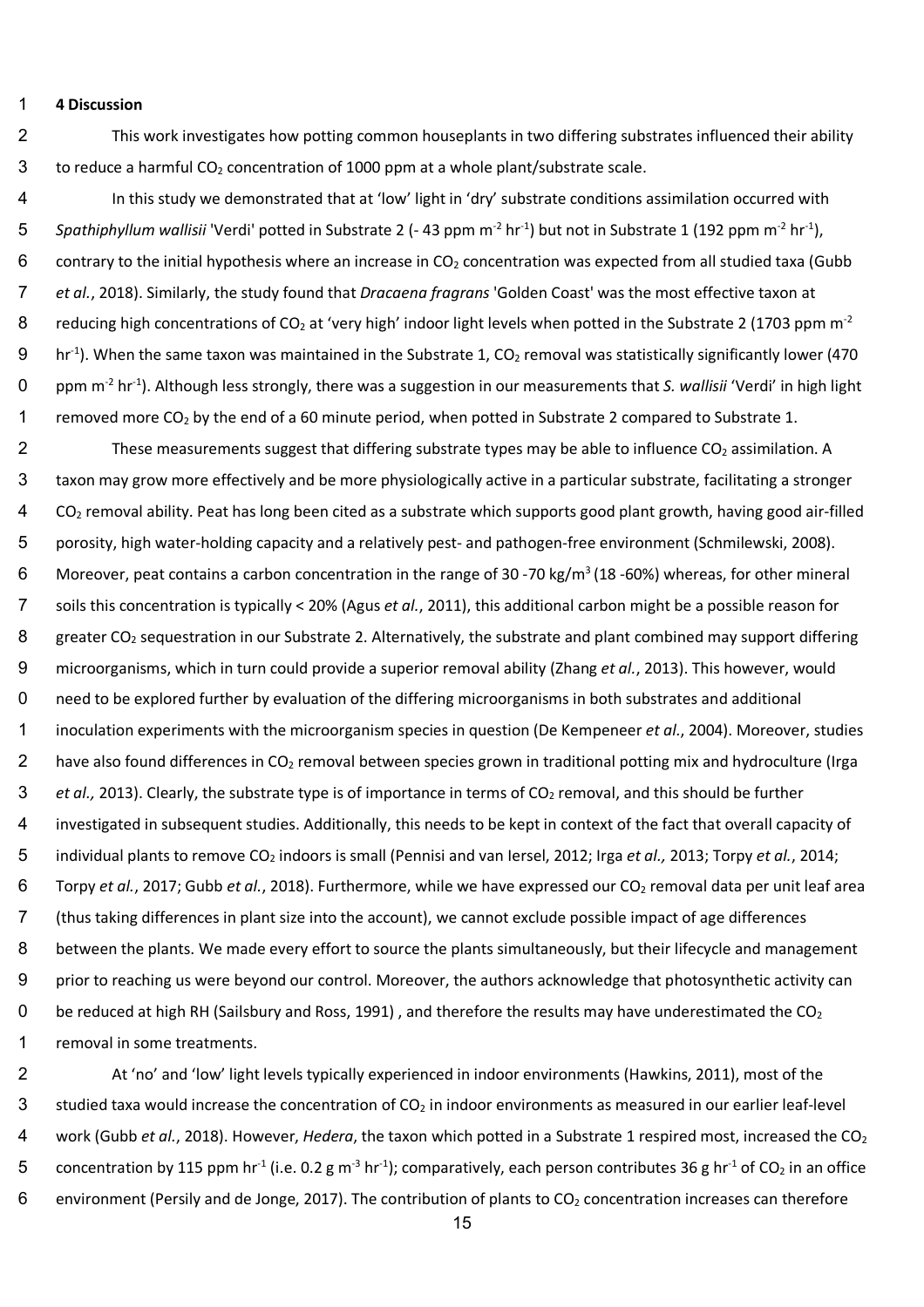## 4 Discussion

This work investigates how potting common houseplants in two differing substrates influenced their ability to reduce a harmful $CO_2$ concentration of 1000 ppm at a whole plant/substrate scale.

In this study we demonstrated that at 'low' light in 'dry' substrate conditions assimilation occurred with *Spathiphyllum wallisii* 'Verdi' potted in Substrate 2 (- 43 ppm $m^{-2}$ $hr^{-1}$) but not in Substrate 1 (192 ppm $m^{-2}$ $hr^{-1}$), contrary to the initial hypothesis where an increase in $CO_2$ concentration was expected from all studied taxa (Gubb *et al.*, 2018). Similarly, the study found that *Dracaena fragrans* 'Golden Coast' was the most effective taxon at reducing high concentrations of $CO_2$ at 'very high' indoor light levels when potted in the Substrate 2 (1703 ppm $m^{-2}$ $hr^{-1}$). When the same taxon was maintained in the Substrate 1, $CO_2$ removal was statistically significantly lower (470 ppm $m^{-2}$ $hr^{-1}$). Although less strongly, there was a suggestion in our measurements that *S. wallisii* 'Verdi' in high light removed more $CO_2$ by the end of a 60 minute period, when potted in Substrate 2 compared to Substrate 1.

These measurements suggest that differing substrate types may be able to influence $CO_2$ assimilation. A taxon may grow more effectively and be more physiologically active in a particular substrate, facilitating a stronger $CO_2$ removal ability. Peat has long been cited as a substrate which supports good plant growth, having good air-filled porosity, high water-holding capacity and a relatively pest- and pathogen-free environment (Schmilewski, 2008). Moreover, peat contains a carbon concentration in the range of 30 -70 kg/$m^3$ (18 -60%) whereas, for other mineral soils this concentration is typically < 20% (Agus *et al.*, 2011), this additional carbon might be a possible reason for greater $CO_2$ sequestration in our Substrate 2. Alternatively, the substrate and plant combined may support differing microorganisms, which in turn could provide a superior removal ability (Zhang *et al.*, 2013). This however, would need to be explored further by evaluation of the differing microorganisms in both substrates and additional inoculation experiments with the microorganism species in question (De Kempeneer *et al.*, 2004). Moreover, studies have also found differences in $CO_2$ removal between species grown in traditional potting mix and hydroculture (Irga *et al.,* 2013). Clearly, the substrate type is of importance in terms of $CO_2$ removal, and this should be further investigated in subsequent studies. Additionally, this needs to be kept in context of the fact that overall capacity of individual plants to remove $CO_2$ indoors is small (Pennisi and van Iersel, 2012; Irga *et al.,* 2013; Torpy *et al.*, 2014; Torpy *et al.*, 2017; Gubb *et al.*, 2018). Furthermore, while we have expressed our $CO_2$ removal data per unit leaf area (thus taking differences in plant size into the account), we cannot exclude possible impact of age differences between the plants. We made every effort to source the plants simultaneously, but their lifecycle and management prior to reaching us were beyond our control. Moreover, the authors acknowledge that photosynthetic activity can be reduced at high RH (Sailsbury and Ross, 1991) , and therefore the results may have underestimated the $CO_2$ removal in some treatments.

At 'no' and 'low' light levels typically experienced in indoor environments (Hawkins, 2011), most of the studied taxa would increase the concentration of $CO_2$ in indoor environments as measured in our earlier leaf-level work (Gubb *et al.*, 2018). However, *Hedera*, the taxon which potted in a Substrate 1 respired most, increased the $CO_2$ concentration by 115 ppm $hr^{-1}$ (i.e. 0.2 g $m^{-3}$ $hr^{-1}$); comparatively, each person contributes 36 g $hr^{-1}$ of $CO_2$ in an office environment (Persily and de Jonge, 2017). The contribution of plants to $CO_2$ concentration increases can therefore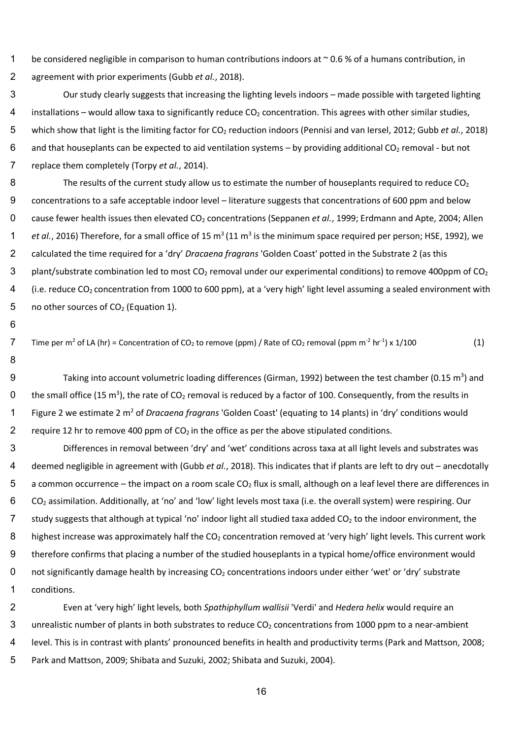be considered negligible in comparison to human contributions indoors at ~ 0.6 % of a humans contribution, in agreement with prior experiments (Gubb *et al.*, 2018).

Our study clearly suggests that increasing the lighting levels indoors – made possible with targeted lighting installations – would allow taxa to significantly reduce $CO_2$ concentration. This agrees with other similar studies, which show that light is the limiting factor for $CO_2$ reduction indoors (Pennisi and van Iersel, 2012; Gubb *et al.*, 2018) and that houseplants can be expected to aid ventilation systems – by providing additional $CO_2$ removal - but not replace them completely (Torpy *et al.*, 2014).

The results of the current study allow us to estimate the number of houseplants required to reduce $CO_2$ concentrations to a safe acceptable indoor level – literature suggests that concentrations of 600 ppm and below cause fewer health issues then elevated $CO_2$ concentrations (Seppanen *et al.*, 1999; Erdmann and Apte, 2004; Allen *et al.*, 2016) Therefore, for a small office of 15 $m^3$ (11 $m^3$ is the minimum space required per person; HSE, 1992), we calculated the time required for a 'dry' *Dracaena fragrans* 'Golden Coast' potted in the Substrate 2 (as this plant/substrate combination led to most $CO_2$ removal under our experimental conditions) to remove 400ppm of $CO_2$ (i.e. reduce $CO_2$ concentration from 1000 to 600 ppm), at a 'very high' light level assuming a sealed environment with no other sources of $CO_2$ (Equation 1).

$$\text{Time per m}^2 \text{ of LA (hr)} = \text{Concentration of } CO_2 \text{ to remove (ppm)} / \text{Rate of } CO_2 \text{ removal (ppm m}^{-2}\text{ hr}^{-1}) \times 1/100 \quad (1)$$

Taking into account volumetric loading differences (Girman, 1992) between the test chamber (0.15 $m^3$) and the small office (15 $m^3$), the rate of $CO_2$ removal is reduced by a factor of 100. Consequently, from the results in Figure 2 we estimate 2 $m^2$ of *Dracaena fragrans* 'Golden Coast' (equating to 14 plants) in 'dry' conditions would require 12 hr to remove 400 ppm of $CO_2$ in the office as per the above stipulated conditions.

Differences in removal between 'dry' and 'wet' conditions across taxa at all light levels and substrates was deemed negligible in agreement with (Gubb *et al.*, 2018). This indicates that if plants are left to dry out – anecdotally a common occurrence – the impact on a room scale $CO_2$ flux is small, although on a leaf level there are differences in $CO_2$ assimilation. Additionally, at 'no' and 'low' light levels most taxa (i.e. the overall system) were respiring. Our study suggests that although at typical 'no' indoor light all studied taxa added $CO_2$ to the indoor environment, the highest increase was approximately half the $CO_2$ concentration removed at 'very high' light levels. This current work therefore confirms that placing a number of the studied houseplants in a typical home/office environment would not significantly damage health by increasing $CO_2$ concentrations indoors under either 'wet' or 'dry' substrate conditions.

Even at 'very high' light levels, both *Spathiphyllum wallisii* 'Verdi' and *Hedera helix* would require an unrealistic number of plants in both substrates to reduce $CO_2$ concentrations from 1000 ppm to a near-ambient level. This is in contrast with plants' pronounced benefits in health and productivity terms (Park and Mattson, 2008; Park and Mattson, 2009; Shibata and Suzuki, 2002; Shibata and Suzuki, 2004).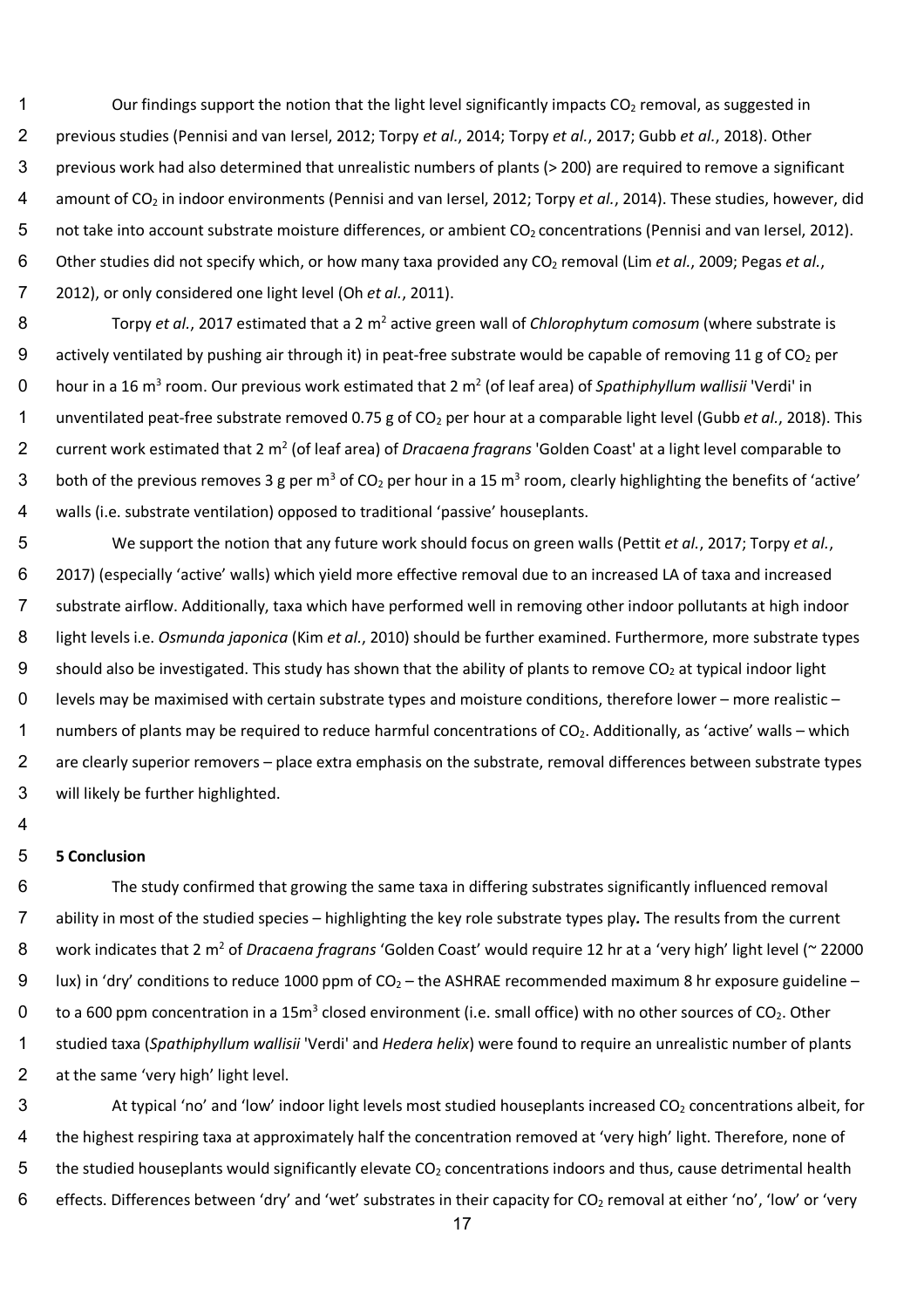Our findings support the notion that the light level significantly impacts $CO_2$ removal, as suggested in previous studies (Pennisi and van Iersel, 2012; Torpy *et al.*, 2014; Torpy *et al.*, 2017; Gubb *et al.*, 2018). Other previous work had also determined that unrealistic numbers of plants (> 200) are required to remove a significant amount of $CO_2$ in indoor environments (Pennisi and van Iersel, 2012; Torpy *et al.*, 2014). These studies, however, did not take into account substrate moisture differences, or ambient $CO_2$ concentrations (Pennisi and van Iersel, 2012). Other studies did not specify which, or how many taxa provided any $CO_2$ removal (Lim *et al.*, 2009; Pegas *et al.*, 2012), or only considered one light level (Oh *et al.*, 2011).

Torpy *et al.*, 2017 estimated that a 2 $m^2$ active green wall of *Chlorophytum comosum* (where substrate is actively ventilated by pushing air through it) in peat-free substrate would be capable of removing 11 g of $CO_2$ per hour in a 16 $m^3$ room. Our previous work estimated that 2 $m^2$ (of leaf area) of *Spathiphyllum wallisii* 'Verdi' in unventilated peat-free substrate removed 0.75 g of $CO_2$ per hour at a comparable light level (Gubb *et al.*, 2018). This current work estimated that 2 $m^2$ (of leaf area) of *Dracaena fragrans* 'Golden Coast' at a light level comparable to both of the previous removes 3 g per $m^3$ of $CO_2$ per hour in a 15 $m^3$ room, clearly highlighting the benefits of 'active' walls (i.e. substrate ventilation) opposed to traditional 'passive' houseplants.

We support the notion that any future work should focus on green walls (Pettit *et al.*, 2017; Torpy *et al.*, 2017) (especially 'active' walls) which yield more effective removal due to an increased LA of taxa and increased substrate airflow. Additionally, taxa which have performed well in removing other indoor pollutants at high indoor light levels i.e. *Osmunda japonica* (Kim *et al.*, 2010) should be further examined. Furthermore, more substrate types should also be investigated. This study has shown that the ability of plants to remove $CO_2$ at typical indoor light levels may be maximised with certain substrate types and moisture conditions, therefore lower – more realistic – numbers of plants may be required to reduce harmful concentrations of $CO_2$. Additionally, as 'active' walls – which are clearly superior removers – place extra emphasis on the substrate, removal differences between substrate types will likely be further highlighted.

## 5 Conclusion

The study confirmed that growing the same taxa in differing substrates significantly influenced removal ability in most of the studied species – highlighting the key role substrate types play**.** The results from the current work indicates that 2 $m^2$ of *Dracaena fragrans* 'Golden Coast' would require 12 hr at a 'very high' light level (~ 22000 lux) in 'dry' conditions to reduce 1000 ppm of $CO_2$ – the ASHRAE recommended maximum 8 hr exposure guideline – to a 600 ppm concentration in a 15$m^3$ closed environment (i.e. small office) with no other sources of $CO_2$. Other studied taxa (*Spathiphyllum wallisii* 'Verdi' and *Hedera helix*) were found to require an unrealistic number of plants at the same 'very high' light level.

At typical 'no' and 'low' indoor light levels most studied houseplants increased $CO_2$ concentrations albeit, for the highest respiring taxa at approximately half the concentration removed at 'very high' light. Therefore, none of the studied houseplants would significantly elevate $CO_2$ concentrations indoors and thus, cause detrimental health effects. Differences between 'dry' and 'wet' substrates in their capacity for $CO_2$ removal at either 'no', 'low' or 'very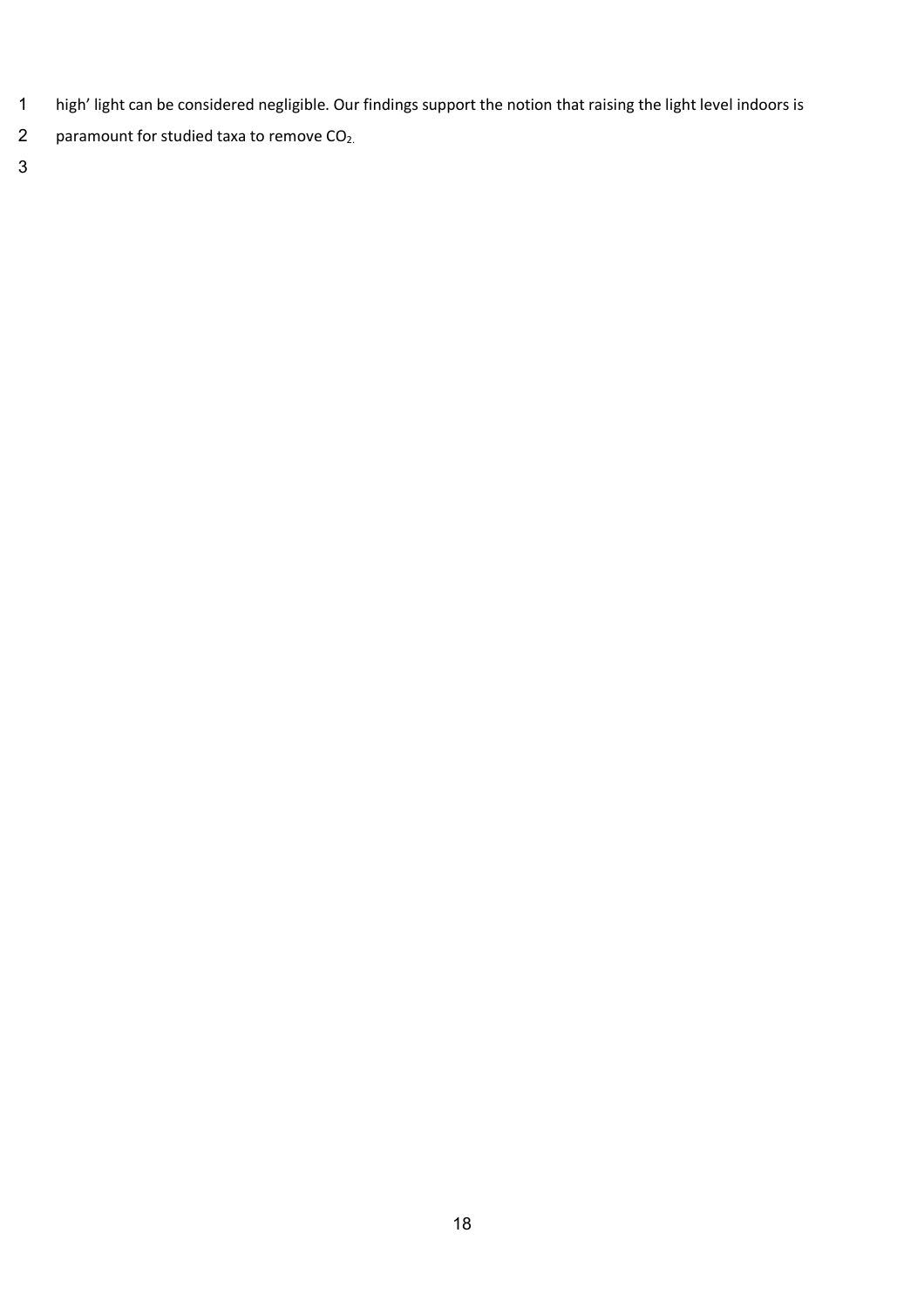high' light can be considered negligible. Our findings support the notion that raising the light level indoors is paramount for studied taxa to remove $CO_2$.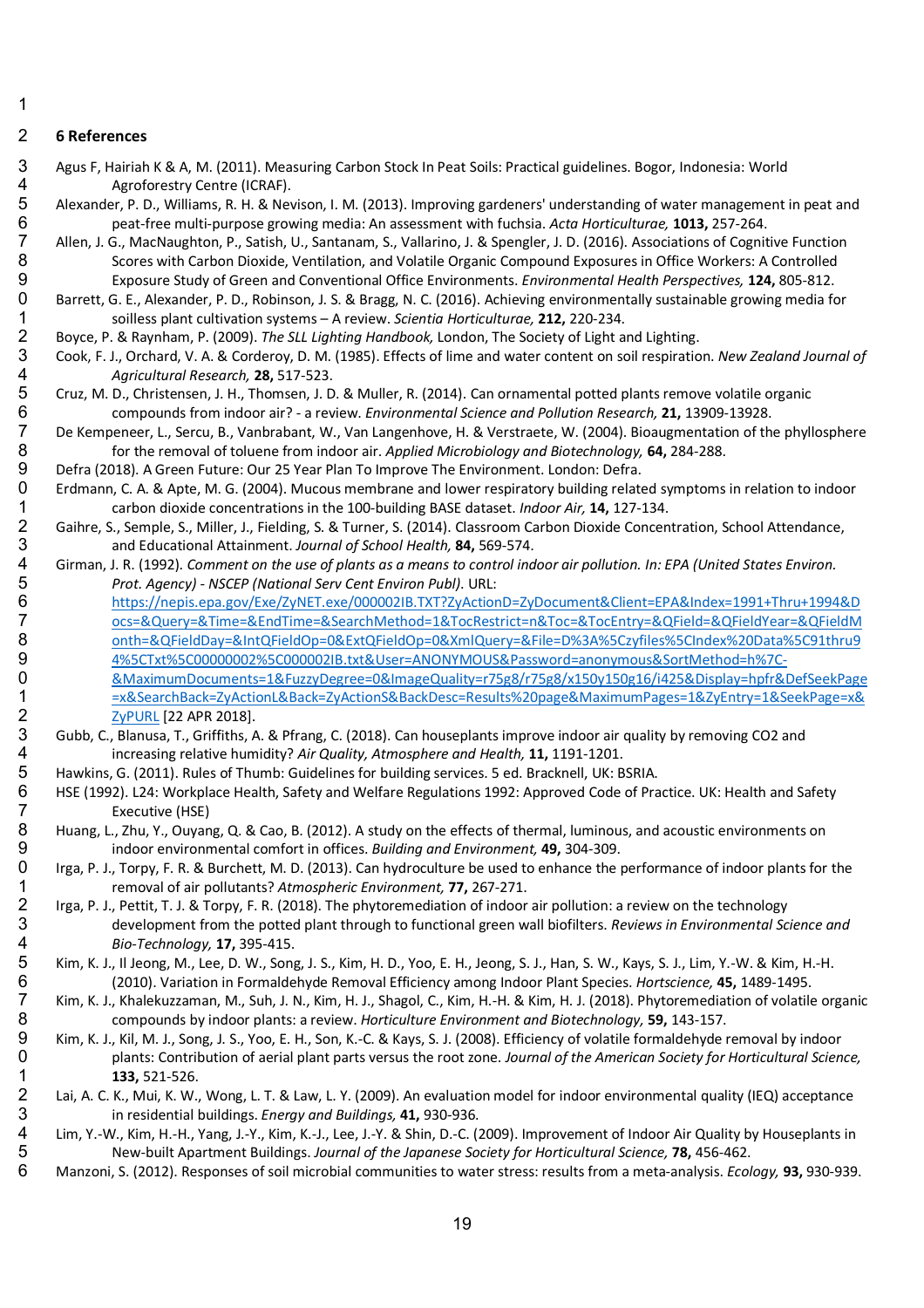## 6 References

Agus F, Hairiah K & A, M. (2011). Measuring Carbon Stock In Peat Soils: Practical guidelines. Bogor, Indonesia: World Agroforestry Centre (ICRAF).

Alexander, P. D., Williams, R. H. & Nevison, I. M. (2013). Improving gardeners' understanding of water management in peat and peat-free multi-purpose growing media: An assessment with fuchsia. *Acta Horticulturae,* **1013,** 257-264.

Allen, J. G., MacNaughton, P., Satish, U., Santanam, S., Vallarino, J. & Spengler, J. D. (2016). Associations of Cognitive Function Scores with Carbon Dioxide, Ventilation, and Volatile Organic Compound Exposures in Office Workers: A Controlled Exposure Study of Green and Conventional Office Environments. *Environmental Health Perspectives,* **124,** 805-812.

Barrett, G. E., Alexander, P. D., Robinson, J. S. & Bragg, N. C. (2016). Achieving environmentally sustainable growing media for soilless plant cultivation systems – A review. *Scientia Horticulturae,* **212,** 220-234.

Boyce, P. & Raynham, P. (2009). *The SLL Lighting Handbook,* London, The Society of Light and Lighting.

Cook, F. J., Orchard, V. A. & Corderoy, D. M. (1985). Effects of lime and water content on soil respiration. *New Zealand Journal of Agricultural Research,* **28,** 517-523.

Cruz, M. D., Christensen, J. H., Thomsen, J. D. & Muller, R. (2014). Can ornamental potted plants remove volatile organic compounds from indoor air? - a review. *Environmental Science and Pollution Research,* **21,** 13909-13928.

De Kempeneer, L., Sercu, B., Vanbrabant, W., Van Langenhove, H. & Verstraete, W. (2004). Bioaugmentation of the phyllosphere for the removal of toluene from indoor air. *Applied Microbiology and Biotechnology,* **64,** 284-288.

Defra (2018). A Green Future: Our 25 Year Plan To Improve The Environment. London: Defra.

Erdmann, C. A. & Apte, M. G. (2004). Mucous membrane and lower respiratory building related symptoms in relation to indoor carbon dioxide concentrations in the 100-building BASE dataset. *Indoor Air,* **14,** 127-134.

Gaihre, S., Semple, S., Miller, J., Fielding, S. & Turner, S. (2014). Classroom Carbon Dioxide Concentration, School Attendance, and Educational Attainment. *Journal of School Health,* **84,** 569-574.

Girman, J. R. (1992). *Comment on the use of plants as a means to control indoor air pollution. In: EPA (United States Environ. Prot. Agency) - NSCEP (National Serv Cent Environ Publ).* URL: https://nepis.epa.gov/Exe/ZyNET.exe/000002IB.TXT?ZyActionD=ZyDocument&Client=EPA&Index=1991+Thru+1994&Docs=&Query=&Time=&EndTime=&SearchMethod=1&TocRestrict=n&Toc=&TocEntry=&QField=&QFieldYear=&QFieldMonth=&QFieldDay=&IntQFieldOp=0&ExtQFieldOp=0&XmlQuery=&File=D%3A%5Czyfiles%5CIndex%20Data%5C91thru94%5CTxt%5C00000002%5C000002IB.txt&User=ANONYMOUS&Password=anonymous&SortMethod=h%7C-&MaximumDocuments=1&FuzzyDegree=0&ImageQuality=r75g8/r75g8/x150y150g16/i425&Display=hpfr&DefSeekPage=x&SearchBack=ZyActionL&Back=ZyActionS&BackDesc=Results%20page&MaximumPages=1&ZyEntry=1&SeekPage=x&ZyPURL [22 APR 2018].

Gubb, C., Blanusa, T., Griffiths, A. & Pfrang, C. (2018). Can houseplants improve indoor air quality by removing CO2 and increasing relative humidity? *Air Quality, Atmosphere and Health,* **11,** 1191-1201.

Hawkins, G. (2011). Rules of Thumb: Guidelines for building services. 5 ed. Bracknell, UK: BSRIA.

HSE (1992). L24: Workplace Health, Safety and Welfare Regulations 1992: Approved Code of Practice. UK: Health and Safety Executive (HSE)

Huang, L., Zhu, Y., Ouyang, Q. & Cao, B. (2012). A study on the effects of thermal, luminous, and acoustic environments on indoor environmental comfort in offices. *Building and Environment,* **49,** 304-309.

Irga, P. J., Torpy, F. R. & Burchett, M. D. (2013). Can hydroculture be used to enhance the performance of indoor plants for the removal of air pollutants? *Atmospheric Environment,* **77,** 267-271.

Irga, P. J., Pettit, T. J. & Torpy, F. R. (2018). The phytoremediation of indoor air pollution: a review on the technology development from the potted plant through to functional green wall biofilters. *Reviews in Environmental Science and Bio-Technology,* **17,** 395-415.

Kim, K. J., Il Jeong, M., Lee, D. W., Song, J. S., Kim, H. D., Yoo, E. H., Jeong, S. J., Han, S. W., Kays, S. J., Lim, Y.-W. & Kim, H.-H. (2010). Variation in Formaldehyde Removal Efficiency among Indoor Plant Species. *Hortscience,* **45,** 1489-1495.

Kim, K. J., Khalekuzzaman, M., Suh, J. N., Kim, H. J., Shagol, C., Kim, H.-H. & Kim, H. J. (2018). Phytoremediation of volatile organic compounds by indoor plants: a review. *Horticulture Environment and Biotechnology,* **59,** 143-157.

Kim, K. J., Kil, M. J., Song, J. S., Yoo, E. H., Son, K.-C. & Kays, S. J. (2008). Efficiency of volatile formaldehyde removal by indoor plants: Contribution of aerial plant parts versus the root zone. *Journal of the American Society for Horticultural Science,* **133,** 521-526.

Lai, A. C. K., Mui, K. W., Wong, L. T. & Law, L. Y. (2009). An evaluation model for indoor environmental quality (IEQ) acceptance in residential buildings. *Energy and Buildings,* **41,** 930-936.

Lim, Y.-W., Kim, H.-H., Yang, J.-Y., Kim, K.-J., Lee, J.-Y. & Shin, D.-C. (2009). Improvement of Indoor Air Quality by Houseplants in New-built Apartment Buildings. *Journal of the Japanese Society for Horticultural Science,* **78,** 456-462.

Manzoni, S. (2012). Responses of soil microbial communities to water stress: results from a meta-analysis. *Ecology,* **93,** 930-939.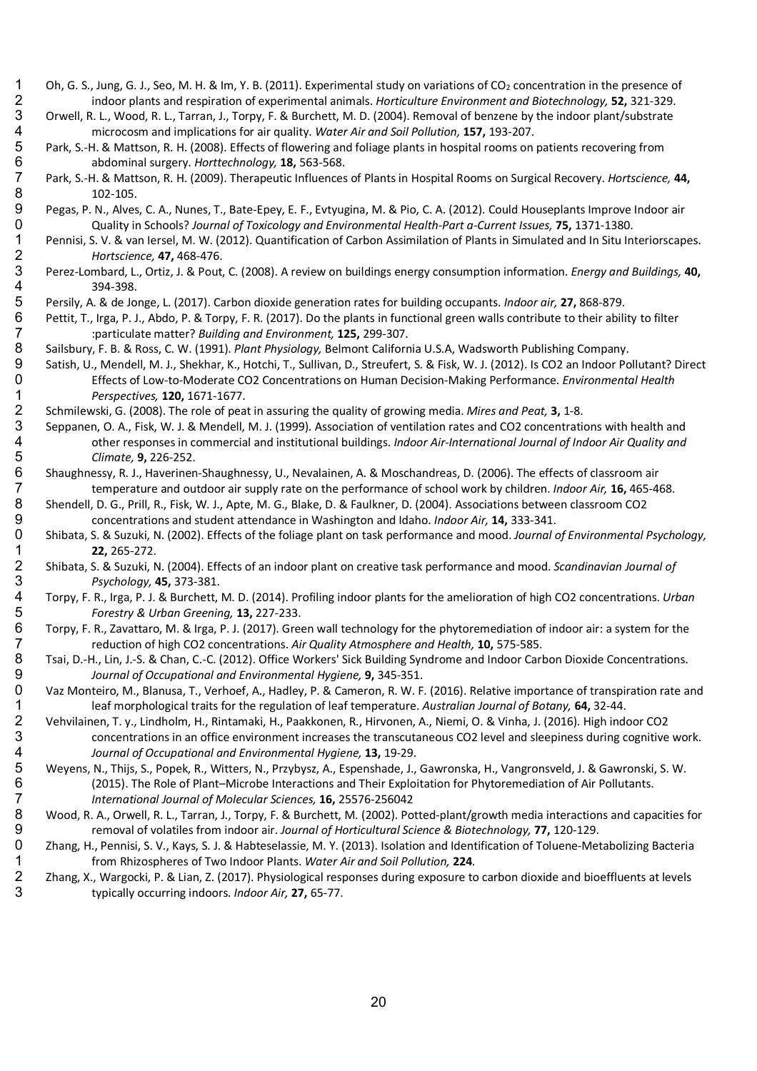Oh, G. S., Jung, G. J., Seo, M. H. & Im, Y. B. (2011). Experimental study on variations of $CO_2$ concentration in the presence of indoor plants and respiration of experimental animals. *Horticulture Environment and Biotechnology,* **52,** 321-329.

Orwell, R. L., Wood, R. L., Tarran, J., Torpy, F. & Burchett, M. D. (2004). Removal of benzene by the indoor plant/substrate microcosm and implications for air quality. *Water Air and Soil Pollution,* **157,** 193-207.

Park, S.-H. & Mattson, R. H. (2008). Effects of flowering and foliage plants in hospital rooms on patients recovering from abdominal surgery. *Horttechnology,* **18,** 563-568.

Park, S.-H. & Mattson, R. H. (2009). Therapeutic Influences of Plants in Hospital Rooms on Surgical Recovery. *Hortscience,* **44,** 102-105.

Pegas, P. N., Alves, C. A., Nunes, T., Bate-Epey, E. F., Evtyugina, M. & Pio, C. A. (2012). Could Houseplants Improve Indoor air Quality in Schools? *Journal of Toxicology and Environmental Health-Part a-Current Issues,* **75,** 1371-1380.

Pennisi, S. V. & van Iersel, M. W. (2012). Quantification of Carbon Assimilation of Plants in Simulated and In Situ Interiorscapes. *Hortscience,* **47,** 468-476.

Perez-Lombard, L., Ortiz, J. & Pout, C. (2008). A review on buildings energy consumption information. *Energy and Buildings,* **40,** 394-398.

Persily, A. & de Jonge, L. (2017). Carbon dioxide generation rates for building occupants. *Indoor air,* **27,** 868-879.

Pettit, T., Irga, P. J., Abdo, P. & Torpy, F. R. (2017). Do the plants in functional green walls contribute to their ability to filter :particulate matter? *Building and Environment,* **125,** 299-307.

Sailsbury, F. B. & Ross, C. W. (1991). *Plant Physiology,* Belmont California U.S.A, Wadsworth Publishing Company.

Satish, U., Mendell, M. J., Shekhar, K., Hotchi, T., Sullivan, D., Streufert, S. & Fisk, W. J. (2012). Is CO2 an Indoor Pollutant? Direct Effects of Low-to-Moderate CO2 Concentrations on Human Decision-Making Performance. *Environmental Health Perspectives,* **120,** 1671-1677.

Schmilewski, G. (2008). The role of peat in assuring the quality of growing media. *Mires and Peat,* **3,** 1-8.

Seppanen, O. A., Fisk, W. J. & Mendell, M. J. (1999). Association of ventilation rates and CO2 concentrations with health and other responses in commercial and institutional buildings. *Indoor Air-International Journal of Indoor Air Quality and Climate,* **9,** 226-252.

Shaughnessy, R. J., Haverinen-Shaughnessy, U., Nevalainen, A. & Moschandreas, D. (2006). The effects of classroom air temperature and outdoor air supply rate on the performance of school work by children. *Indoor Air,* **16,** 465-468.

Shendell, D. G., Prill, R., Fisk, W. J., Apte, M. G., Blake, D. & Faulkner, D. (2004). Associations between classroom CO2 concentrations and student attendance in Washington and Idaho. *Indoor Air,* **14,** 333-341.

Shibata, S. & Suzuki, N. (2002). Effects of the foliage plant on task performance and mood. *Journal of Environmental Psychology,* **22,** 265-272.

Shibata, S. & Suzuki, N. (2004). Effects of an indoor plant on creative task performance and mood. *Scandinavian Journal of Psychology,* **45,** 373-381.

Torpy, F. R., Irga, P. J. & Burchett, M. D. (2014). Profiling indoor plants for the amelioration of high CO2 concentrations. *Urban Forestry & Urban Greening,* **13,** 227-233.

Torpy, F. R., Zavattaro, M. & Irga, P. J. (2017). Green wall technology for the phytoremediation of indoor air: a system for the reduction of high CO2 concentrations. *Air Quality Atmosphere and Health,* **10,** 575-585.

Tsai, D.-H., Lin, J.-S. & Chan, C.-C. (2012). Office Workers' Sick Building Syndrome and Indoor Carbon Dioxide Concentrations. *Journal of Occupational and Environmental Hygiene,* **9,** 345-351.

Vaz Monteiro, M., Blanusa, T., Verhoef, A., Hadley, P. & Cameron, R. W. F. (2016). Relative importance of transpiration rate and leaf morphological traits for the regulation of leaf temperature. *Australian Journal of Botany,* **64,** 32-44.

Vehvilainen, T. y., Lindholm, H., Rintamaki, H., Paakkonen, R., Hirvonen, A., Niemi, O. & Vinha, J. (2016). High indoor CO2 concentrations in an office environment increases the transcutaneous CO2 level and sleepiness during cognitive work. *Journal of Occupational and Environmental Hygiene,* **13,** 19-29.

Weyens, N., Thijs, S., Popek, R., Witters, N., Przybysz, A., Espenshade, J., Gawronska, H., Vangronsveld, J. & Gawronski, S. W. (2015). The Role of Plant–Microbe Interactions and Their Exploitation for Phytoremediation of Air Pollutants. *International Journal of Molecular Sciences,* **16,** 25576-256042

Wood, R. A., Orwell, R. L., Tarran, J., Torpy, F. & Burchett, M. (2002). Potted-plant/growth media interactions and capacities for removal of volatiles from indoor air. *Journal of Horticultural Science & Biotechnology,* **77,** 120-129.

Zhang, H., Pennisi, S. V., Kays, S. J. & Habteselassie, M. Y. (2013). Isolation and Identification of Toluene-Metabolizing Bacteria from Rhizospheres of Two Indoor Plants. *Water Air and Soil Pollution,* **224**.

Zhang, X., Wargocki, P. & Lian, Z. (2017). Physiological responses during exposure to carbon dioxide and bioeffluents at levels typically occurring indoors. *Indoor Air,* **27,** 65-77.